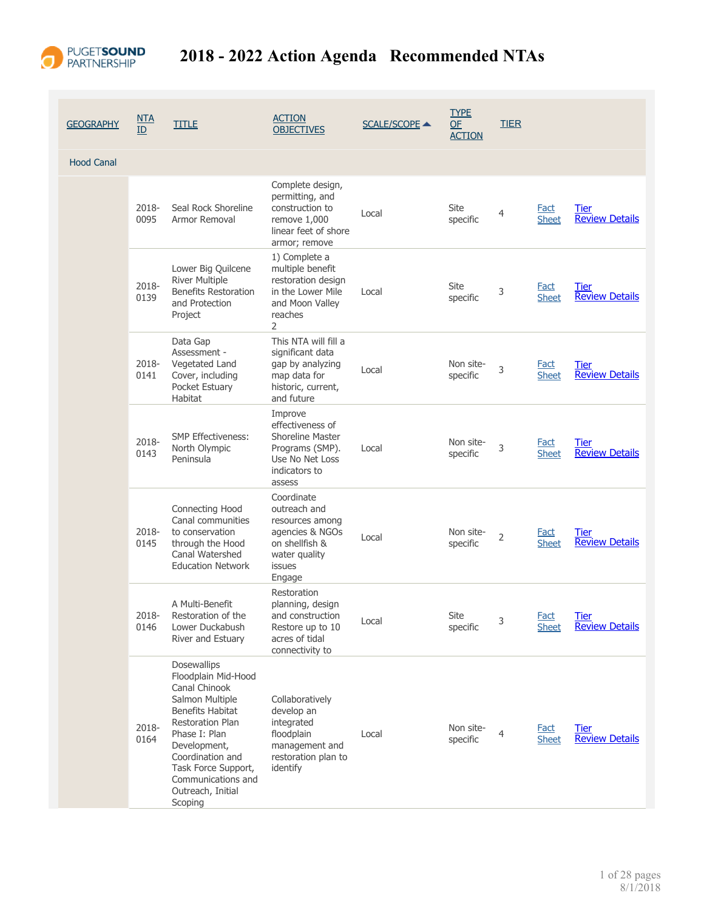# 2018 - 2022 Action Agenda Recommended NTAs

| GEOGRAPHY | NTA ID | TITLE | ACTION OBJECTIVES | SCALE/SCOPE ▲ | TYPE OF ACTION | TIER | | |
|---|---|---|---|---|---|---|---|---|
| Hood Canal | | | | | | | | |
| | 2018-0095 | Seal Rock Shoreline Armor Removal | Complete design, permitting, and construction to remove 1,000 linear feet of shore armor; remove | Local | Site specific | 4 | Fact Sheet | Tier Review Details |
| | 2018-0139 | Lower Big Quilcene River Multiple Benefits Restoration and Protection Project | 1) Complete a multiple benefit restoration design in the Lower Mile and Moon Valley reaches 2 | Local | Site specific | 3 | Fact Sheet | Tier Review Details |
| | 2018-0141 | Data Gap Assessment - Vegetated Land Cover, including Pocket Estuary Habitat | This NTA will fill a significant data gap by analyzing map data for historic, current, and future | Local | Non site-specific | 3 | Fact Sheet | Tier Review Details |
| | 2018-0143 | SMP Effectiveness: North Olympic Peninsula | Improve effectiveness of Shoreline Master Programs (SMP). Use No Net Loss indicators to assess | Local | Non site-specific | 3 | Fact Sheet | Tier Review Details |
| | 2018-0145 | Connecting Hood Canal communities to conservation through the Hood Canal Watershed Education Network | Coordinate outreach and resources among agencies & NGOs on shellfish & water quality issues Engage | Local | Non site-specific | 2 | Fact Sheet | Tier Review Details |
| | 2018-0146 | A Multi-Benefit Restoration of the Lower Duckabush River and Estuary | Restoration planning, design and construction Restore up to 10 acres of tidal connectivity to | Local | Site specific | 3 | Fact Sheet | Tier Review Details |
| | 2018-0164 | Dosewallips Floodplain Mid-Hood Canal Chinook Salmon Multiple Benefits Habitat Restoration Plan Phase I: Plan Development, Coordination and Task Force Support, Communications and Outreach, Initial Scoping | Collaboratively develop an integrated floodplain management and restoration plan to identify | Local | Non site-specific | 4 | Fact Sheet | Tier Review Details |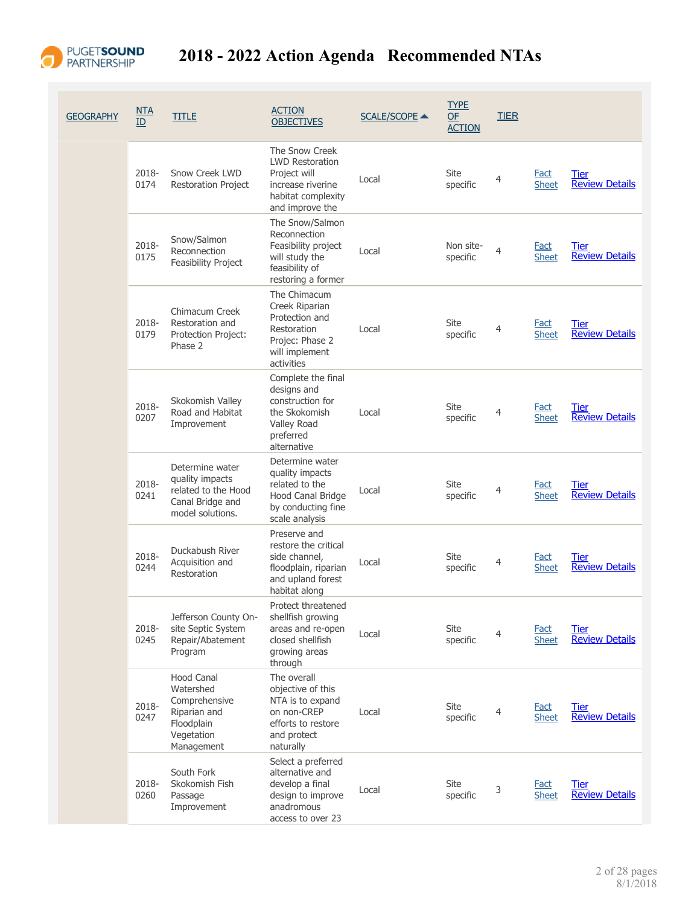# 2018 - 2022 Action Agenda Recommended NTAs

| GEOGRAPHY | NTA ID | TITLE | ACTION OBJECTIVES | SCALE/SCOPE ▲ | TYPE OF ACTION | TIER | | |
|---|---|---|---|---|---|---|---|---|
| | 2018-0174 | Snow Creek LWD Restoration Project | The Snow Creek LWD Restoration Project will increase riverine habitat complexity and improve the | Local | Site specific | 4 | Fact Sheet | Tier Review Details |
| | 2018-0175 | Snow/Salmon Reconnection Feasibility Project | The Snow/Salmon Reconnection Feasibility project will study the feasibility of restoring a former | Local | Non site-specific | 4 | Fact Sheet | Tier Review Details |
| | 2018-0179 | Chimacum Creek Restoration and Protection Project: Phase 2 | The Chimacum Creek Riparian Protection and Restoration Projec: Phase 2 will implement activities | Local | Site specific | 4 | Fact Sheet | Tier Review Details |
| | 2018-0207 | Skokomish Valley Road and Habitat Improvement | Complete the final designs and construction for the Skokomish Valley Road preferred alternative | Local | Site specific | 4 | Fact Sheet | Tier Review Details |
| | 2018-0241 | Determine water quality impacts related to the Hood Canal Bridge and model solutions. | Determine water quality impacts related to the Hood Canal Bridge by conducting fine scale analysis | Local | Site specific | 4 | Fact Sheet | Tier Review Details |
| | 2018-0244 | Duckabush River Acquisition and Restoration | Preserve and restore the critical side channel, floodplain, riparian and upland forest habitat along | Local | Site specific | 4 | Fact Sheet | Tier Review Details |
| | 2018-0245 | Jefferson County On-site Septic System Repair/Abatement Program | Protect threatened shellfish growing areas and re-open closed shellfish growing areas through | Local | Site specific | 4 | Fact Sheet | Tier Review Details |
| | 2018-0247 | Hood Canal Watershed Comprehensive Riparian and Floodplain Vegetation Management | The overall objective of this NTA is to expand on non-CREP efforts to restore and protect naturally | Local | Site specific | 4 | Fact Sheet | Tier Review Details |
| | 2018-0260 | South Fork Skokomish Fish Passage Improvement | Select a preferred alternative and develop a final design to improve anadromous access to over 23 | Local | Site specific | 3 | Fact Sheet | Tier Review Details |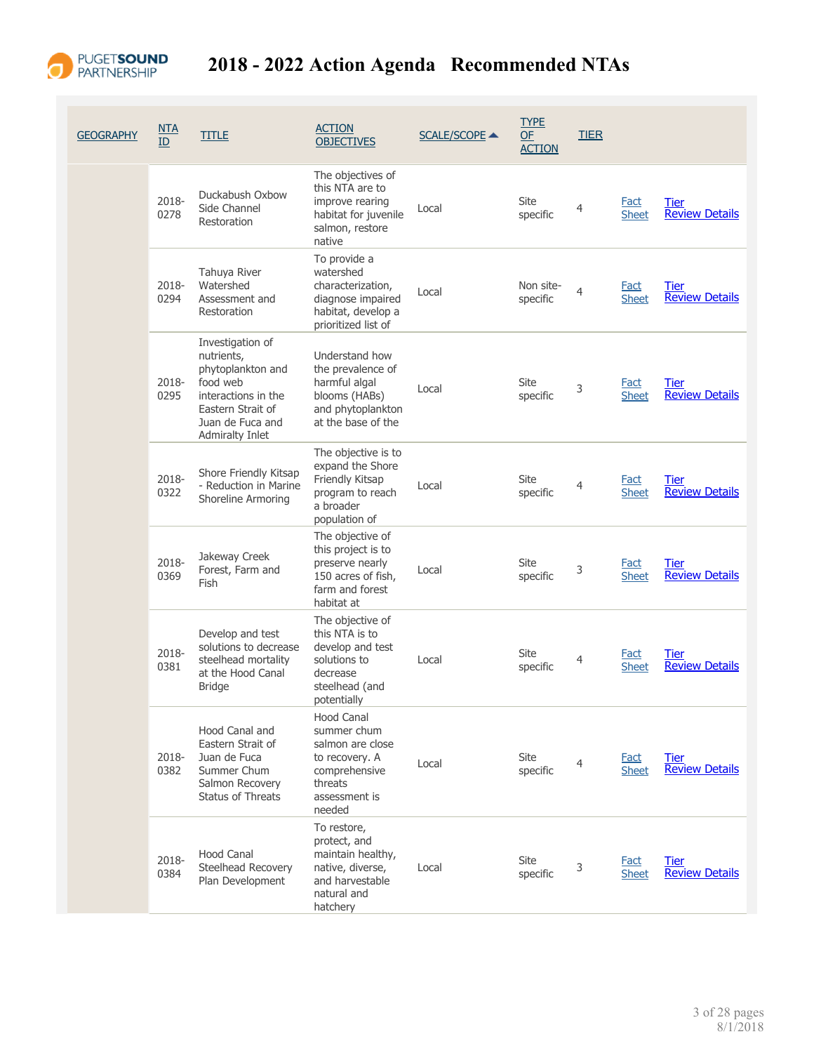# 2018 - 2022 Action Agenda Recommended NTAs

| GEOGRAPHY | NTA ID | TITLE | ACTION OBJECTIVES | SCALE/SCOPE ▲ | TYPE OF ACTION | TIER | | |
|---|---|---|---|---|---|---|---|---|
| | 2018-0278 | Duckabush Oxbow Side Channel Restoration | The objectives of this NTA are to improve rearing habitat for juvenile salmon, restore native | Local | Site specific | 4 | Fact Sheet | Tier Review Details |
| | 2018-0294 | Tahuya River Watershed Assessment and Restoration | To provide a watershed characterization, diagnose impaired habitat, develop a prioritized list of | Local | Non site-specific | 4 | Fact Sheet | Tier Review Details |
| | 2018-0295 | Investigation of nutrients, phytoplankton and food web interactions in the Eastern Strait of Juan de Fuca and Admiralty Inlet | Understand how the prevalence of harmful algal blooms (HABs) and phytoplankton at the base of the | Local | Site specific | 3 | Fact Sheet | Tier Review Details |
| | 2018-0322 | Shore Friendly Kitsap - Reduction in Marine Shoreline Armoring | The objective is to expand the Shore Friendly Kitsap program to reach a broader population of | Local | Site specific | 4 | Fact Sheet | Tier Review Details |
| | 2018-0369 | Jakeway Creek Forest, Farm and Fish | The objective of this project is to preserve nearly 150 acres of fish, farm and forest habitat at | Local | Site specific | 3 | Fact Sheet | Tier Review Details |
| | 2018-0381 | Develop and test solutions to decrease steelhead mortality at the Hood Canal Bridge | The objective of this NTA is to develop and test solutions to decrease steelhead (and potentially | Local | Site specific | 4 | Fact Sheet | Tier Review Details |
| | 2018-0382 | Hood Canal and Eastern Strait of Juan de Fuca Summer Chum Salmon Recovery Status of Threats | Hood Canal summer chum salmon are close to recovery. A comprehensive threats assessment is needed | Local | Site specific | 4 | Fact Sheet | Tier Review Details |
| | 2018-0384 | Hood Canal Steelhead Recovery Plan Development | To restore, protect, and maintain healthy, native, diverse, and harvestable natural and hatchery | Local | Site specific | 3 | Fact Sheet | Tier Review Details |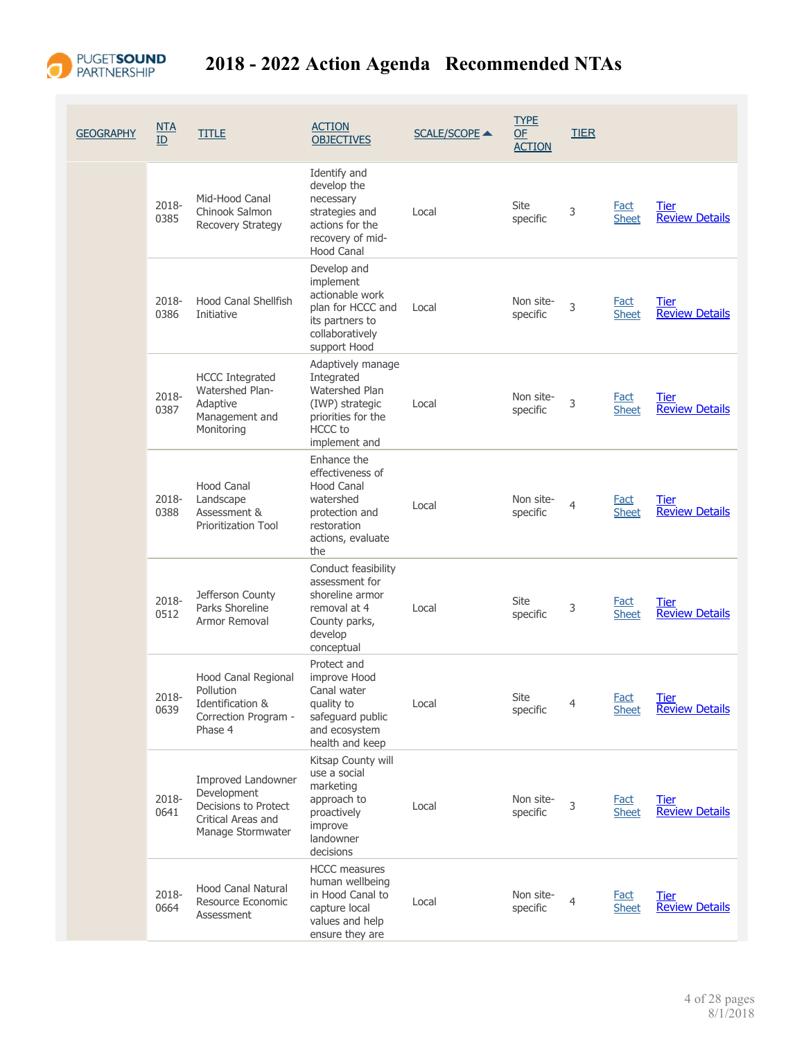# 2018 - 2022 Action Agenda Recommended NTAs

| GEOGRAPHY | NTA ID | TITLE | ACTION OBJECTIVES | SCALE/SCOPE ▲ | TYPE OF ACTION | TIER | | |
|---|---|---|---|---|---|---|---|---|
| | 2018-0385 | Mid-Hood Canal Chinook Salmon Recovery Strategy | Identify and develop the necessary strategies and actions for the recovery of mid-Hood Canal | Local | Site specific | 3 | Fact Sheet | Tier Review Details |
| | 2018-0386 | Hood Canal Shellfish Initiative | Develop and implement actionable work plan for HCCC and its partners to collaboratively support Hood | Local | Non site-specific | 3 | Fact Sheet | Tier Review Details |
| | 2018-0387 | HCCC Integrated Watershed Plan-Adaptive Management and Monitoring | Adaptively manage Integrated Watershed Plan (IWP) strategic priorities for the HCCC to implement and | Local | Non site-specific | 3 | Fact Sheet | Tier Review Details |
| | 2018-0388 | Hood Canal Landscape Assessment & Prioritization Tool | Enhance the effectiveness of Hood Canal watershed protection and restoration actions, evaluate the | Local | Non site-specific | 4 | Fact Sheet | Tier Review Details |
| | 2018-0512 | Jefferson County Parks Shoreline Armor Removal | Conduct feasibility assessment for shoreline armor removal at 4 County parks, develop conceptual | Local | Site specific | 3 | Fact Sheet | Tier Review Details |
| | 2018-0639 | Hood Canal Regional Pollution Identification & Correction Program - Phase 4 | Protect and improve Hood Canal water quality to safeguard public and ecosystem health and keep | Local | Site specific | 4 | Fact Sheet | Tier Review Details |
| | 2018-0641 | Improved Landowner Development Decisions to Protect Critical Areas and Manage Stormwater | Kitsap County will use a social marketing approach to proactively improve landowner decisions | Local | Non site-specific | 3 | Fact Sheet | Tier Review Details |
| | 2018-0664 | Hood Canal Natural Resource Economic Assessment | HCCC measures human wellbeing in Hood Canal to capture local values and help ensure they are | Local | Non site-specific | 4 | Fact Sheet | Tier Review Details |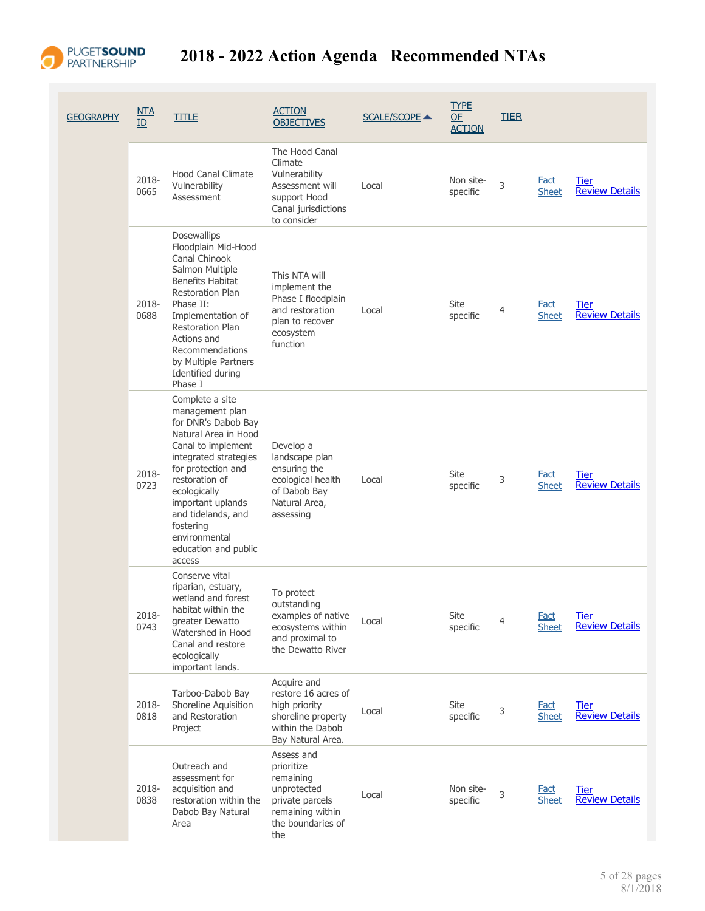# 2018 - 2022 Action Agenda Recommended NTAs

| GEOGRAPHY | NTA ID | TITLE | ACTION OBJECTIVES | SCALE/SCOPE | TYPE OF ACTION | TIER | | |
|---|---|---|---|---|---|---|---|---|
| | 2018-0665 | Hood Canal Climate Vulnerability Assessment | The Hood Canal Climate Vulnerability Assessment will support Hood Canal jurisdictions to consider | Local | Non site-specific | 3 | Fact Sheet | Tier Review Details |
| | 2018-0688 | Dosewallips Floodplain Mid-Hood Canal Chinook Salmon Multiple Benefits Habitat Restoration Plan Phase II: Implementation of Restoration Plan Actions and Recommendations by Multiple Partners Identified during Phase I | This NTA will implement the Phase I floodplain and restoration plan to recover ecosystem function | Local | Site specific | 4 | Fact Sheet | Tier Review Details |
| | 2018-0723 | Complete a site management plan for DNR's Dabob Bay Natural Area in Hood Canal to implement integrated strategies for protection and restoration of ecologically important uplands and tidelands, and fostering environmental education and public access | Develop a landscape plan ensuring the ecological health of Dabob Bay Natural Area, assessing | Local | Site specific | 3 | Fact Sheet | Tier Review Details |
| | 2018-0743 | Conserve vital riparian, estuary, wetland and forest habitat within the greater Dewatto Watershed in Hood Canal and restore ecologically important lands. | To protect outstanding examples of native ecosystems within and proximal to the Dewatto River | Local | Site specific | 4 | Fact Sheet | Tier Review Details |
| | 2018-0818 | Tarboo-Dabob Bay Shoreline Aquisition and Restoration Project | Acquire and restore 16 acres of high priority shoreline property within the Dabob Bay Natural Area. | Local | Site specific | 3 | Fact Sheet | Tier Review Details |
| | 2018-0838 | Outreach and assessment for acquisition and restoration within the Dabob Bay Natural Area | Assess and prioritize remaining unprotected private parcels remaining within the boundaries of the | Local | Non site-specific | 3 | Fact Sheet | Tier Review Details |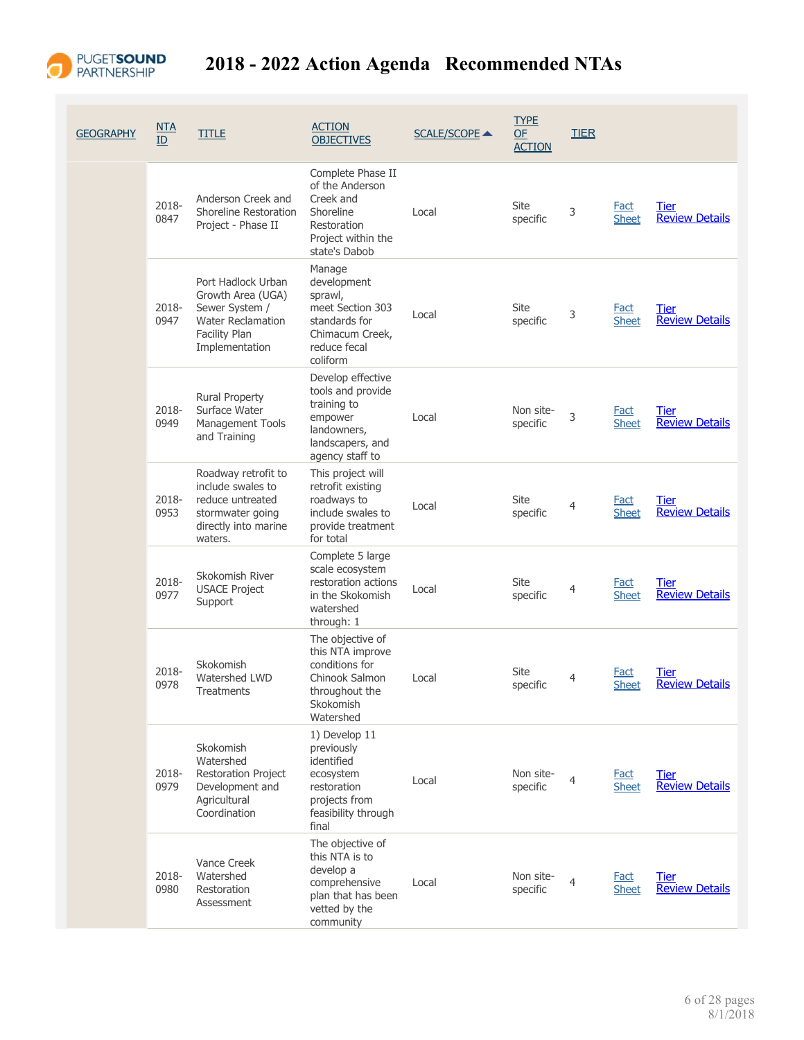# 2018 - 2022 Action Agenda Recommended NTAs

| GEOGRAPHY | NTA ID | TITLE | ACTION OBJECTIVES | SCALE/SCOPE | TYPE OF ACTION | TIER | | |
|---|---|---|---|---|---|---|---|---|
| | 2018-0847 | Anderson Creek and Shoreline Restoration Project - Phase II | Complete Phase II of the Anderson Creek and Shoreline Restoration Project within the state's Dabob | Local | Site specific | 3 | Fact Sheet | Tier Review Details |
| | 2018-0947 | Port Hadlock Urban Growth Area (UGA) Sewer System / Water Reclamation Facility Plan Implementation | Manage development sprawl, meet Section 303 standards for Chimacum Creek, reduce fecal coliform | Local | Site specific | 3 | Fact Sheet | Tier Review Details |
| | 2018-0949 | Rural Property Surface Water Management Tools and Training | Develop effective tools and provide training to empower landowners, landscapers, and agency staff to | Local | Non site-specific | 3 | Fact Sheet | Tier Review Details |
| | 2018-0953 | Roadway retrofit to include swales to reduce untreated stormwater going directly into marine waters. | This project will retrofit existing roadways to include swales to provide treatment for total | Local | Site specific | 4 | Fact Sheet | Tier Review Details |
| | 2018-0977 | Skokomish River USACE Project Support | Complete 5 large scale ecosystem restoration actions in the Skokomish watershed through: 1 | Local | Site specific | 4 | Fact Sheet | Tier Review Details |
| | 2018-0978 | Skokomish Watershed LWD Treatments | The objective of this NTA improve conditions for Chinook Salmon throughout the Skokomish Watershed | Local | Site specific | 4 | Fact Sheet | Tier Review Details |
| | 2018-0979 | Skokomish Watershed Restoration Project Development and Agricultural Coordination | 1) Develop 11 previously identified ecosystem restoration projects from feasibility through final | Local | Non site-specific | 4 | Fact Sheet | Tier Review Details |
| | 2018-0980 | Vance Creek Watershed Restoration Assessment | The objective of this NTA is to develop a comprehensive plan that has been vetted by the community | Local | Non site-specific | 4 | Fact Sheet | Tier Review Details |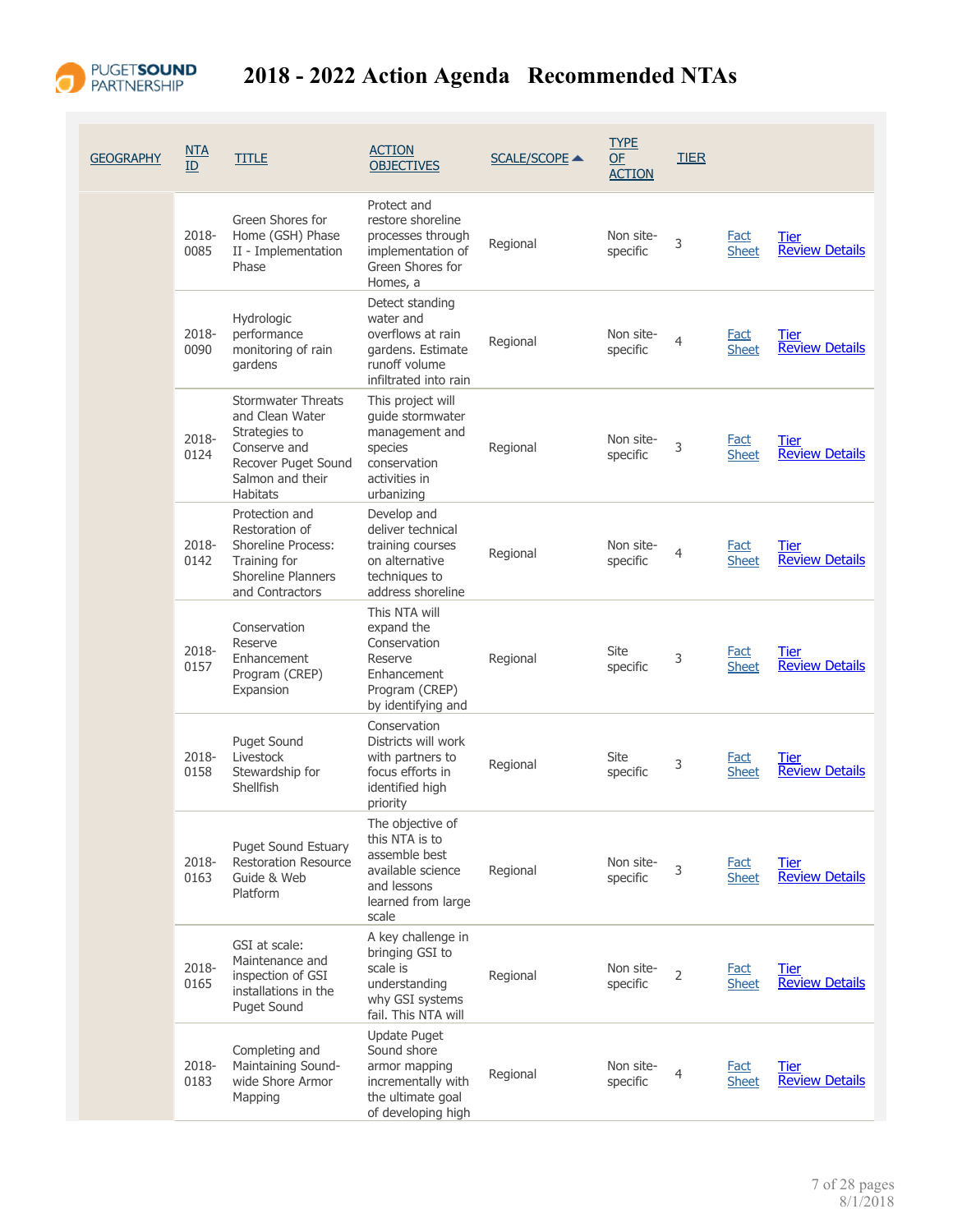# 2018 - 2022 Action Agenda Recommended NTAs

| GEOGRAPHY | NTA ID | TITLE | ACTION OBJECTIVES | SCALE/SCOPE ▲ | TYPE OF ACTION | TIER | | |
|---|---|---|---|---|---|---|---|---|
| | 2018-0085 | Green Shores for Home (GSH) Phase II - Implementation Phase | Protect and restore shoreline processes through implementation of Green Shores for Homes, a | Regional | Non site-specific | 3 | Fact Sheet | Tier Review Details |
| | 2018-0090 | Hydrologic performance monitoring of rain gardens | Detect standing water and overflows at rain gardens. Estimate runoff volume infiltrated into rain | Regional | Non site-specific | 4 | Fact Sheet | Tier Review Details |
| | 2018-0124 | Stormwater Threats and Clean Water Strategies to Conserve and Recover Puget Sound Salmon and their Habitats | This project will guide stormwater management and species conservation activities in urbanizing | Regional | Non site-specific | 3 | Fact Sheet | Tier Review Details |
| | 2018-0142 | Protection and Restoration of Shoreline Process: Training for Shoreline Planners and Contractors | Develop and deliver technical training courses on alternative techniques to address shoreline | Regional | Non site-specific | 4 | Fact Sheet | Tier Review Details |
| | 2018-0157 | Conservation Reserve Enhancement Program (CREP) Expansion | This NTA will expand the Conservation Reserve Enhancement Program (CREP) by identifying and | Regional | Site specific | 3 | Fact Sheet | Tier Review Details |
| | 2018-0158 | Puget Sound Livestock Stewardship for Shellfish | Conservation Districts will work with partners to focus efforts in identified high priority | Regional | Site specific | 3 | Fact Sheet | Tier Review Details |
| | 2018-0163 | Puget Sound Estuary Restoration Resource Guide & Web Platform | The objective of this NTA is to assemble best available science and lessons learned from large scale | Regional | Non site-specific | 3 | Fact Sheet | Tier Review Details |
| | 2018-0165 | GSI at scale: Maintenance and inspection of GSI installations in the Puget Sound | A key challenge in bringing GSI to scale is understanding why GSI systems fail. This NTA will | Regional | Non site-specific | 2 | Fact Sheet | Tier Review Details |
| | 2018-0183 | Completing and Maintaining Sound-wide Shore Armor Mapping | Update Puget Sound shore armor mapping incrementally with the ultimate goal of developing high | Regional | Non site-specific | 4 | Fact Sheet | Tier Review Details |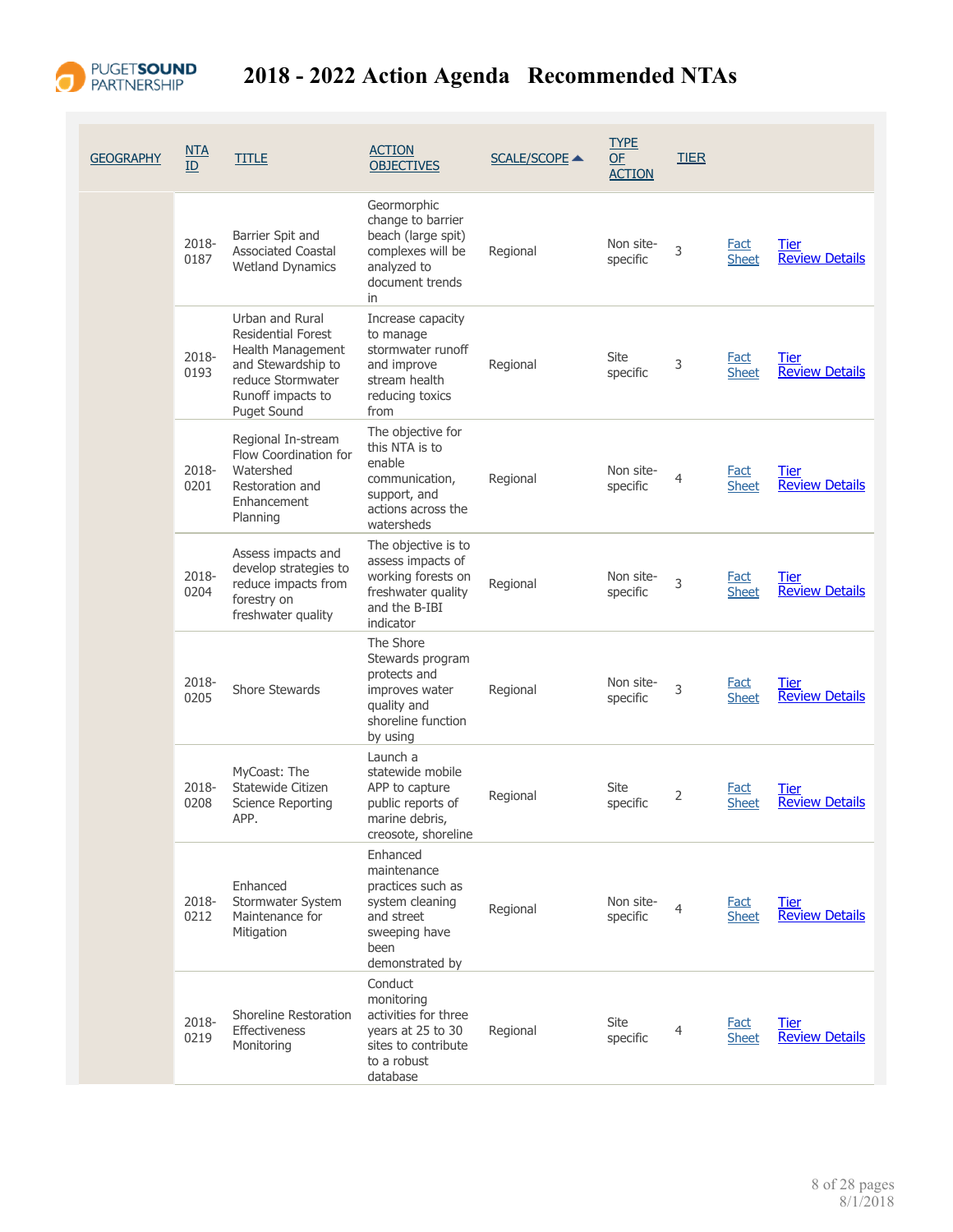# 2018 - 2022 Action Agenda Recommended NTAs

| GEOGRAPHY | NTA ID | TITLE | ACTION OBJECTIVES | SCALE/SCOPE ▲ | TYPE OF ACTION | TIER | | |
|---|---|---|---|---|---|---|---|---|
| | 2018-0187 | Barrier Spit and Associated Coastal Wetland Dynamics | Geormorphic change to barrier beach (large spit) complexes will be analyzed to document trends in | Regional | Non site-specific | 3 | Fact Sheet | Tier Review Details |
| | 2018-0193 | Urban and Rural Residential Forest Health Management and Stewardship to reduce Stormwater Runoff impacts to Puget Sound | Increase capacity to manage stormwater runoff and improve stream health reducing toxics from | Regional | Site specific | 3 | Fact Sheet | Tier Review Details |
| | 2018-0201 | Regional In-stream Flow Coordination for Watershed Restoration and Enhancement Planning | The objective for this NTA is to enable communication, support, and actions across the watersheds | Regional | Non site-specific | 4 | Fact Sheet | Tier Review Details |
| | 2018-0204 | Assess impacts and develop strategies to reduce impacts from forestry on freshwater quality | The objective is to assess impacts of working forests on freshwater quality and the B-IBI indicator | Regional | Non site-specific | 3 | Fact Sheet | Tier Review Details |
| | 2018-0205 | Shore Stewards | The Shore Stewards program protects and improves water quality and shoreline function by using | Regional | Non site-specific | 3 | Fact Sheet | Tier Review Details |
| | 2018-0208 | MyCoast: The Statewide Citizen Science Reporting APP. | Launch a statewide mobile APP to capture public reports of marine debris, creosote, shoreline | Regional | Site specific | 2 | Fact Sheet | Tier Review Details |
| | 2018-0212 | Enhanced Stormwater System Maintenance for Mitigation | Enhanced maintenance practices such as system cleaning and street sweeping have been demonstrated by | Regional | Non site-specific | 4 | Fact Sheet | Tier Review Details |
| | 2018-0219 | Shoreline Restoration Effectiveness Monitoring | Conduct monitoring activities for three years at 25 to 30 sites to contribute to a robust database | Regional | Site specific | 4 | Fact Sheet | Tier Review Details |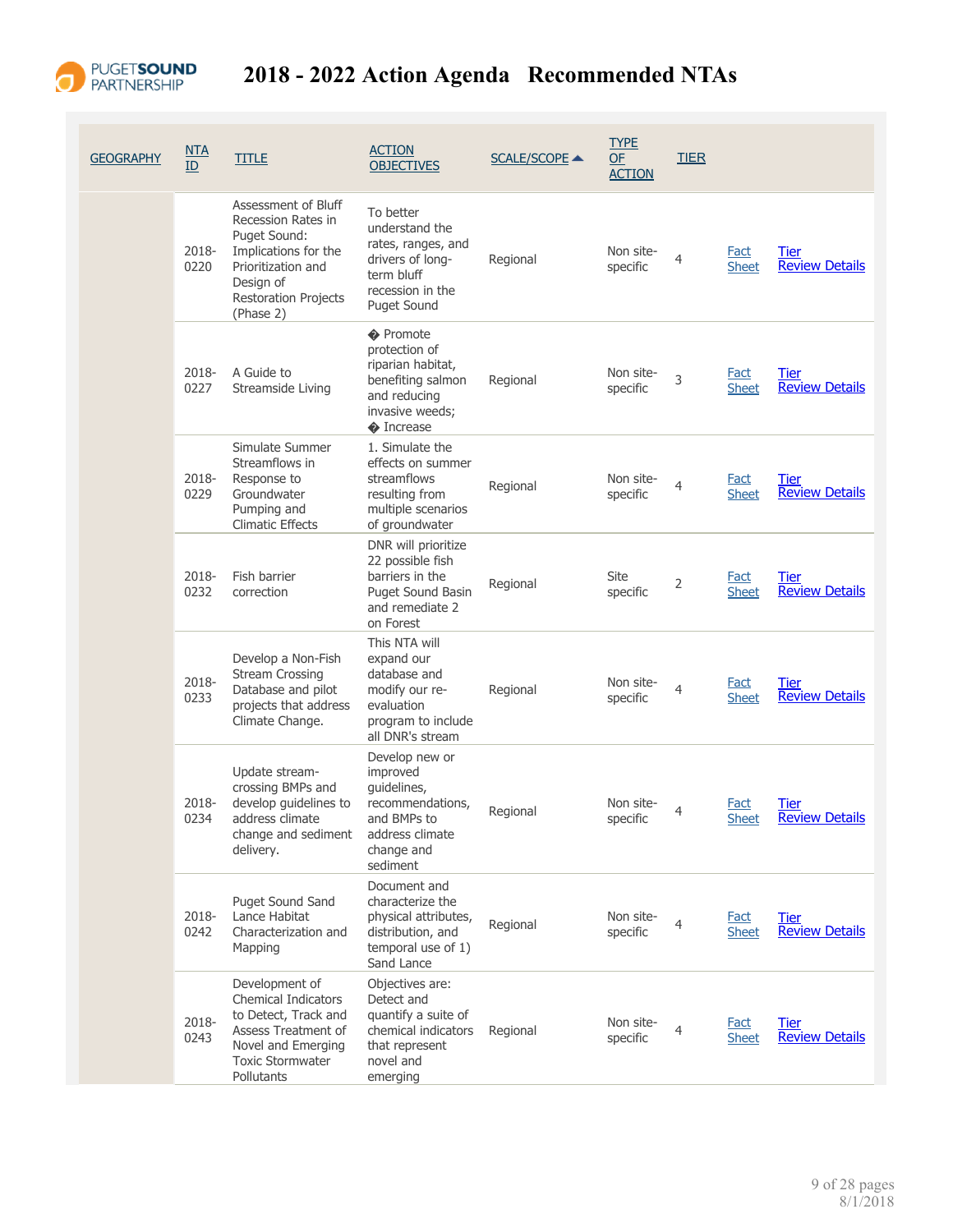# 2018 - 2022 Action Agenda Recommended NTAs

| GEOGRAPHY | NTA ID | TITLE | ACTION OBJECTIVES | SCALE/SCOPE ▲ | TYPE OF ACTION | TIER | | |
|---|---|---|---|---|---|---|---|---|
| | 2018-0220 | Assessment of Bluff Recession Rates in Puget Sound: Implications for the Prioritization and Design of Restoration Projects (Phase 2) | To better understand the rates, ranges, and drivers of long-term bluff recession in the Puget Sound | Regional | Non site-specific | 4 | Fact Sheet | Tier Review Details |
| | 2018-0227 | A Guide to Streamside Living | � Promote protection of riparian habitat, benefiting salmon and reducing invasive weeds; � Increase | Regional | Non site-specific | 3 | Fact Sheet | Tier Review Details |
| | 2018-0229 | Simulate Summer Streamflows in Response to Groundwater Pumping and Climatic Effects | 1. Simulate the effects on summer streamflows resulting from multiple scenarios of groundwater | Regional | Non site-specific | 4 | Fact Sheet | Tier Review Details |
| | 2018-0232 | Fish barrier correction | DNR will prioritize 22 possible fish barriers in the Puget Sound Basin and remediate 2 on Forest | Regional | Site specific | 2 | Fact Sheet | Tier Review Details |
| | 2018-0233 | Develop a Non-Fish Stream Crossing Database and pilot projects that address Climate Change. | This NTA will expand our database and modify our re-evaluation program to include all DNR's stream | Regional | Non site-specific | 4 | Fact Sheet | Tier Review Details |
| | 2018-0234 | Update stream-crossing BMPs and develop guidelines to address climate change and sediment delivery. | Develop new or improved guidelines, recommendations, and BMPs to address climate change and sediment | Regional | Non site-specific | 4 | Fact Sheet | Tier Review Details |
| | 2018-0242 | Puget Sound Sand Lance Habitat Characterization and Mapping | Document and characterize the physical attributes, distribution, and temporal use of 1) Sand Lance | Regional | Non site-specific | 4 | Fact Sheet | Tier Review Details |
| | 2018-0243 | Development of Chemical Indicators to Detect, Track and Assess Treatment of Novel and Emerging Toxic Stormwater Pollutants | Objectives are: Detect and quantify a suite of chemical indicators that represent novel and emerging | Regional | Non site-specific | 4 | Fact Sheet | Tier Review Details |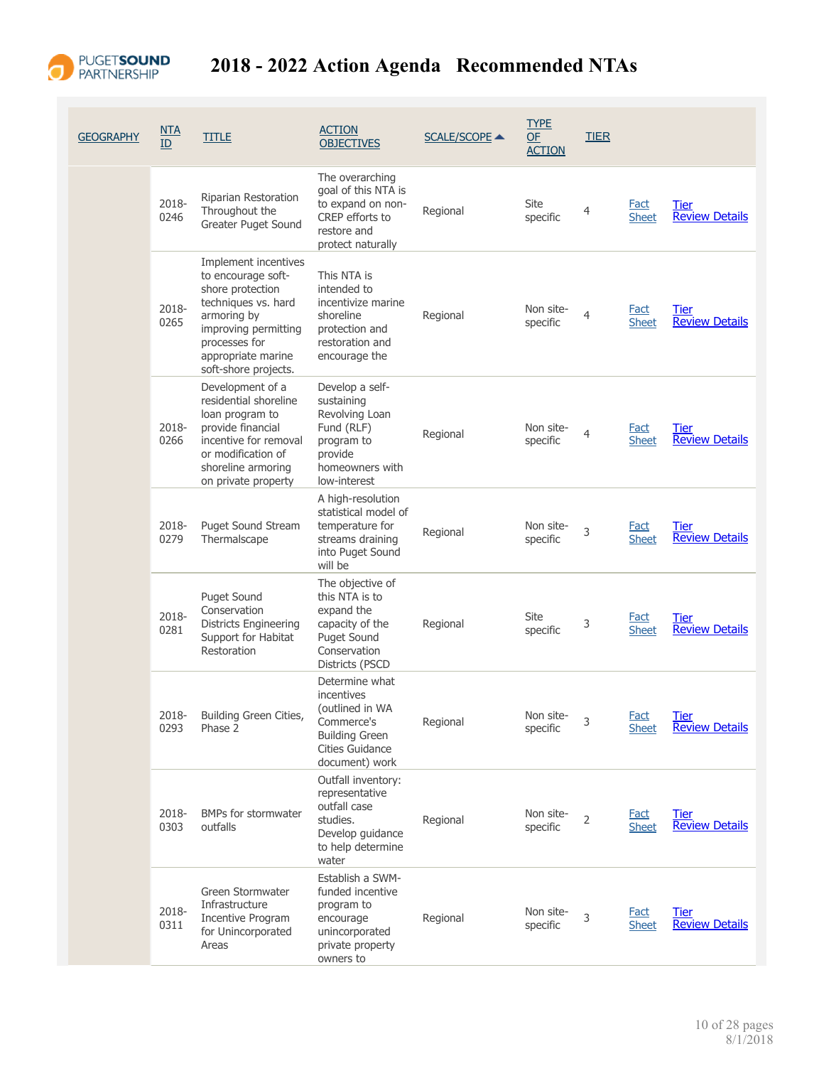# 2018 - 2022 Action Agenda Recommended NTAs

| GEOGRAPHY | NTA ID | TITLE | ACTION OBJECTIVES | SCALE/SCOPE ▲ | TYPE OF ACTION | TIER | | |
|---|---|---|---|---|---|---|---|---|
| | 2018-0246 | Riparian Restoration Throughout the Greater Puget Sound | The overarching goal of this NTA is to expand on non-CREP efforts to restore and protect naturally | Regional | Site specific | 4 | Fact Sheet | Tier Review Details |
| | 2018-0265 | Implement incentives to encourage soft-shore protection techniques vs. hard armoring by improving permitting processes for appropriate marine soft-shore projects. | This NTA is intended to incentivize marine shoreline protection and restoration and encourage the | Regional | Non site-specific | 4 | Fact Sheet | Tier Review Details |
| | 2018-0266 | Development of a residential shoreline loan program to provide financial incentive for removal or modification of shoreline armoring on private property | Develop a self-sustaining Revolving Loan Fund (RLF) program to provide homeowners with low-interest | Regional | Non site-specific | 4 | Fact Sheet | Tier Review Details |
| | 2018-0279 | Puget Sound Stream Thermalscape | A high-resolution statistical model of temperature for streams draining into Puget Sound will be | Regional | Non site-specific | 3 | Fact Sheet | Tier Review Details |
| | 2018-0281 | Puget Sound Conservation Districts Engineering Support for Habitat Restoration | The objective of this NTA is to expand the capacity of the Puget Sound Conservation Districts (PSCD | Regional | Site specific | 3 | Fact Sheet | Tier Review Details |
| | 2018-0293 | Building Green Cities, Phase 2 | Determine what incentives (outlined in WA Commerce's Building Green Cities Guidance document) work | Regional | Non site-specific | 3 | Fact Sheet | Tier Review Details |
| | 2018-0303 | BMPs for stormwater outfalls | Outfall inventory: representative outfall case studies. Develop guidance to help determine water | Regional | Non site-specific | 2 | Fact Sheet | Tier Review Details |
| | 2018-0311 | Green Stormwater Infrastructure Incentive Program for Unincorporated Areas | Establish a SWM-funded incentive program to encourage unincorporated private property owners to | Regional | Non site-specific | 3 | Fact Sheet | Tier Review Details |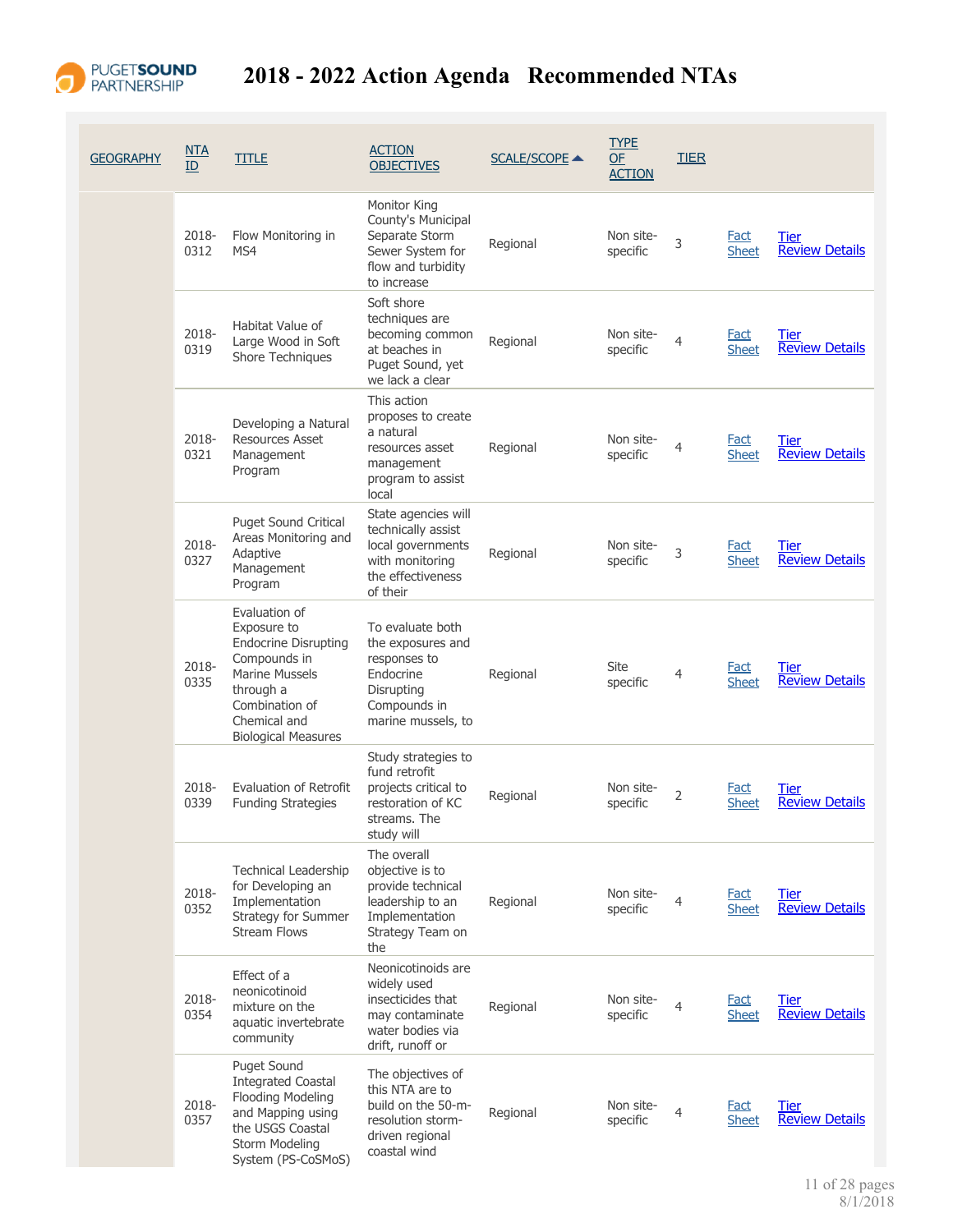# 2018 - 2022 Action Agenda Recommended NTAs

| GEOGRAPHY | NTA ID | TITLE | ACTION OBJECTIVES | SCALE/SCOPE | TYPE OF ACTION | TIER | | |
|---|---|---|---|---|---|---|---|---|
| | 2018-0312 | Flow Monitoring in MS4 | Monitor King County's Municipal Separate Storm Sewer System for flow and turbidity to increase | Regional | Non site-specific | 3 | Fact Sheet | Tier Review Details |
| | 2018-0319 | Habitat Value of Large Wood in Soft Shore Techniques | Soft shore techniques are becoming common at beaches in Puget Sound, yet we lack a clear | Regional | Non site-specific | 4 | Fact Sheet | Tier Review Details |
| | 2018-0321 | Developing a Natural Resources Asset Management Program | This action proposes to create a natural resources asset management program to assist local | Regional | Non site-specific | 4 | Fact Sheet | Tier Review Details |
| | 2018-0327 | Puget Sound Critical Areas Monitoring and Adaptive Management Program | State agencies will technically assist local governments with monitoring the effectiveness of their | Regional | Non site-specific | 3 | Fact Sheet | Tier Review Details |
| | 2018-0335 | Evaluation of Exposure to Endocrine Disrupting Compounds in Marine Mussels through a Combination of Chemical and Biological Measures | To evaluate both the exposures and responses to Endocrine Disrupting Compounds in marine mussels, to | Regional | Site specific | 4 | Fact Sheet | Tier Review Details |
| | 2018-0339 | Evaluation of Retrofit Funding Strategies | Study strategies to fund retrofit projects critical to restoration of KC streams. The study will | Regional | Non site-specific | 2 | Fact Sheet | Tier Review Details |
| | 2018-0352 | Technical Leadership for Developing an Implementation Strategy for Summer Stream Flows | The overall objective is to provide technical leadership to an Implementation Strategy Team on the | Regional | Non site-specific | 4 | Fact Sheet | Tier Review Details |
| | 2018-0354 | Effect of a neonicotinoid mixture on the aquatic invertebrate community | Neonicotinoids are widely used insecticides that may contaminate water bodies via drift, runoff or | Regional | Non site-specific | 4 | Fact Sheet | Tier Review Details |
| | 2018-0357 | Puget Sound Integrated Coastal Flooding Modeling and Mapping using the USGS Coastal Storm Modeling System (PS-CoSMoS) | The objectives of this NTA are to build on the 50-m-resolution storm-driven regional coastal wind | Regional | Non site-specific | 4 | Fact Sheet | Tier Review Details |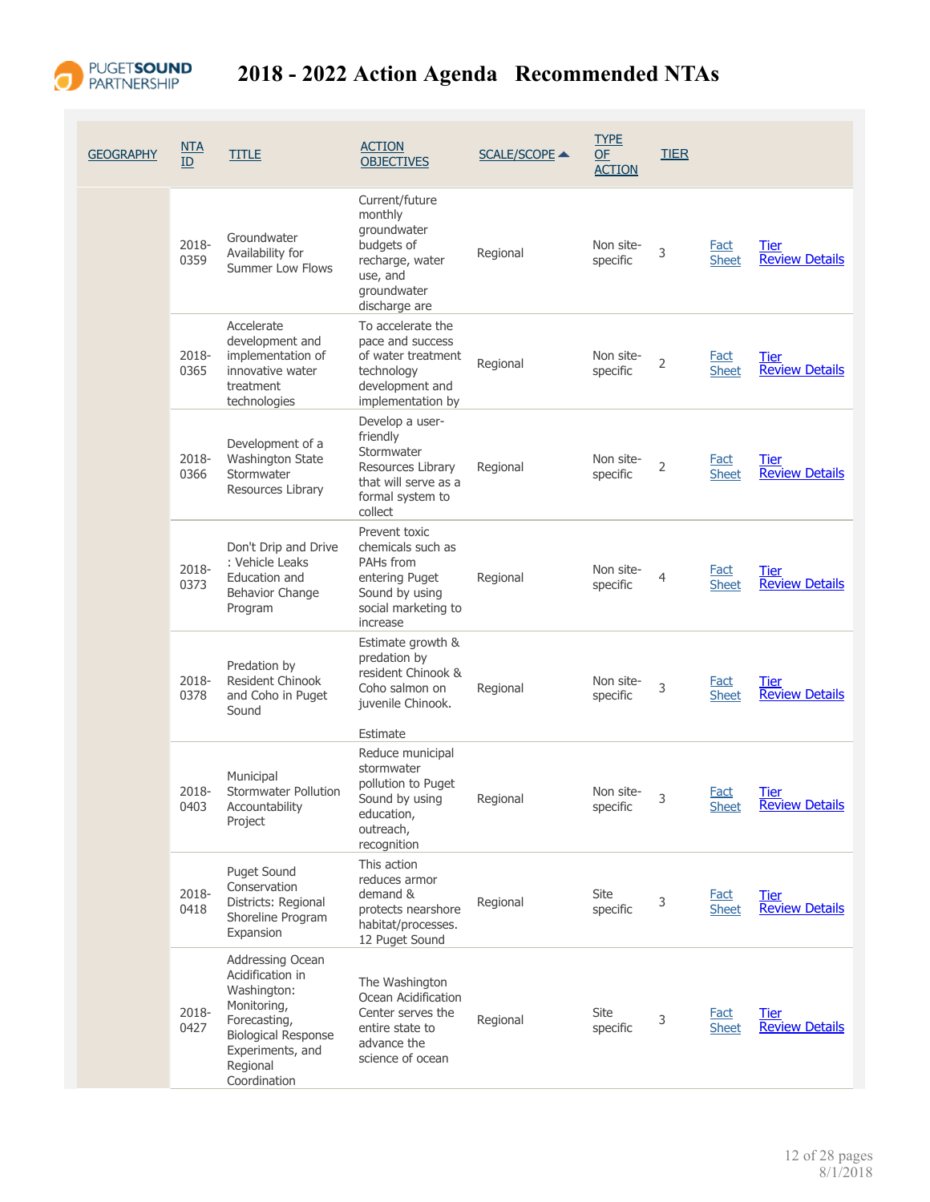# 2018 - 2022 Action Agenda Recommended NTAs

| GEOGRAPHY | NTA ID | TITLE | ACTION OBJECTIVES | SCALE/SCOPE ▲ | TYPE OF ACTION | TIER | | |
|---|---|---|---|---|---|---|---|---|
| | 2018-0359 | Groundwater Availability for Summer Low Flows | Current/future monthly groundwater budgets of recharge, water use, and groundwater discharge are | Regional | Non site-specific | 3 | Fact Sheet | Tier Review Details |
| | 2018-0365 | Accelerate development and implementation of innovative water treatment technologies | To accelerate the pace and success of water treatment technology development and implementation by | Regional | Non site-specific | 2 | Fact Sheet | Tier Review Details |
| | 2018-0366 | Development of a Washington State Stormwater Resources Library | Develop a user-friendly Stormwater Resources Library that will serve as a formal system to collect | Regional | Non site-specific | 2 | Fact Sheet | Tier Review Details |
| | 2018-0373 | Don't Drip and Drive : Vehicle Leaks Education and Behavior Change Program | Prevent toxic chemicals such as PAHs from entering Puget Sound by using social marketing to increase | Regional | Non site-specific | 4 | Fact Sheet | Tier Review Details |
| | 2018-0378 | Predation by Resident Chinook and Coho in Puget Sound | Estimate growth & predation by resident Chinook & Coho salmon on juvenile Chinook. Estimate | Regional | Non site-specific | 3 | Fact Sheet | Tier Review Details |
| | 2018-0403 | Municipal Stormwater Pollution Accountability Project | Reduce municipal stormwater pollution to Puget Sound by using education, outreach, recognition | Regional | Non site-specific | 3 | Fact Sheet | Tier Review Details |
| | 2018-0418 | Puget Sound Conservation Districts: Regional Shoreline Program Expansion | This action reduces armor demand & protects nearshore habitat/processes. 12 Puget Sound | Regional | Site specific | 3 | Fact Sheet | Tier Review Details |
| | 2018-0427 | Addressing Ocean Acidification in Washington: Monitoring, Forecasting, Biological Response Experiments, and Regional Coordination | The Washington Ocean Acidification Center serves the entire state to advance the science of ocean | Regional | Site specific | 3 | Fact Sheet | Tier Review Details |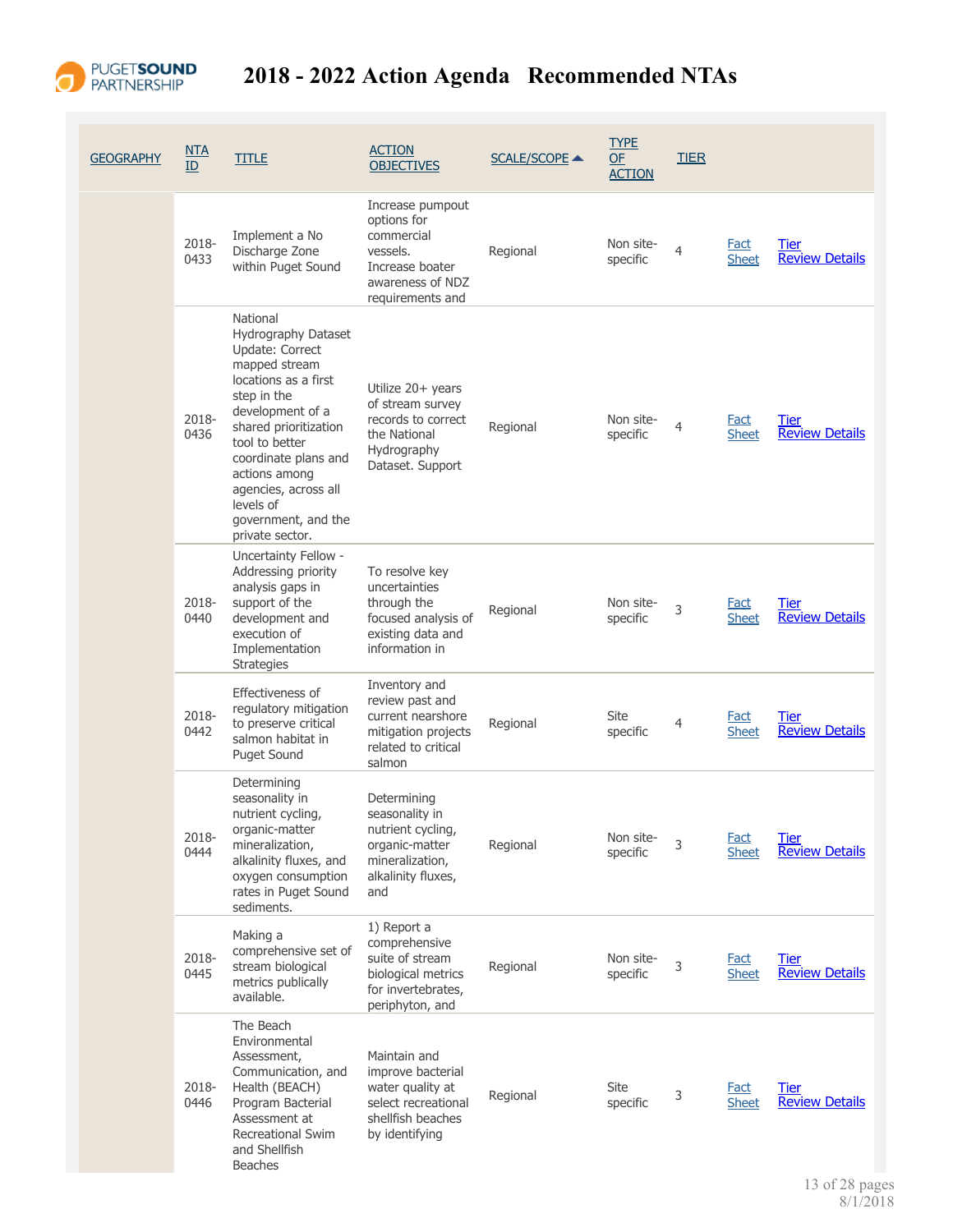# 2018 - 2022 Action Agenda Recommended NTAs

| GEOGRAPHY | NTA ID | TITLE | ACTION OBJECTIVES | SCALE/SCOPE ▲ | TYPE OF ACTION | TIER | | |
|---|---|---|---|---|---|---|---|---|
| | 2018-0433 | Implement a No Discharge Zone within Puget Sound | Increase pumpout options for commercial vessels. Increase boater awareness of NDZ requirements and | Regional | Non site-specific | 4 | Fact Sheet | Tier Review Details |
| | 2018-0436 | National Hydrography Dataset Update: Correct mapped stream locations as a first step in the development of a shared prioritization tool to better coordinate plans and actions among agencies, across all levels of government, and the private sector. | Utilize 20+ years of stream survey records to correct the National Hydrography Dataset. Support | Regional | Non site-specific | 4 | Fact Sheet | Tier Review Details |
| | 2018-0440 | Uncertainty Fellow - Addressing priority analysis gaps in support of the development and execution of Implementation Strategies | To resolve key uncertainties through the focused analysis of existing data and information in | Regional | Non site-specific | 3 | Fact Sheet | Tier Review Details |
| | 2018-0442 | Effectiveness of regulatory mitigation to preserve critical salmon habitat in Puget Sound | Inventory and review past and current nearshore mitigation projects related to critical salmon | Regional | Site specific | 4 | Fact Sheet | Tier Review Details |
| | 2018-0444 | Determining seasonality in nutrient cycling, organic-matter mineralization, alkalinity fluxes, and oxygen consumption rates in Puget Sound sediments. | Determining seasonality in nutrient cycling, organic-matter mineralization, alkalinity fluxes, and | Regional | Non site-specific | 3 | Fact Sheet | Tier Review Details |
| | 2018-0445 | Making a comprehensive set of stream biological metrics publically available. | 1) Report a comprehensive suite of stream biological metrics for invertebrates, periphyton, and | Regional | Non site-specific | 3 | Fact Sheet | Tier Review Details |
| | 2018-0446 | The Beach Environmental Assessment, Communication, and Health (BEACH) Program Bacterial Assessment at Recreational Swim and Shellfish Beaches | Maintain and improve bacterial water quality at select recreational shellfish beaches by identifying | Regional | Site specific | 3 | Fact Sheet | Tier Review Details |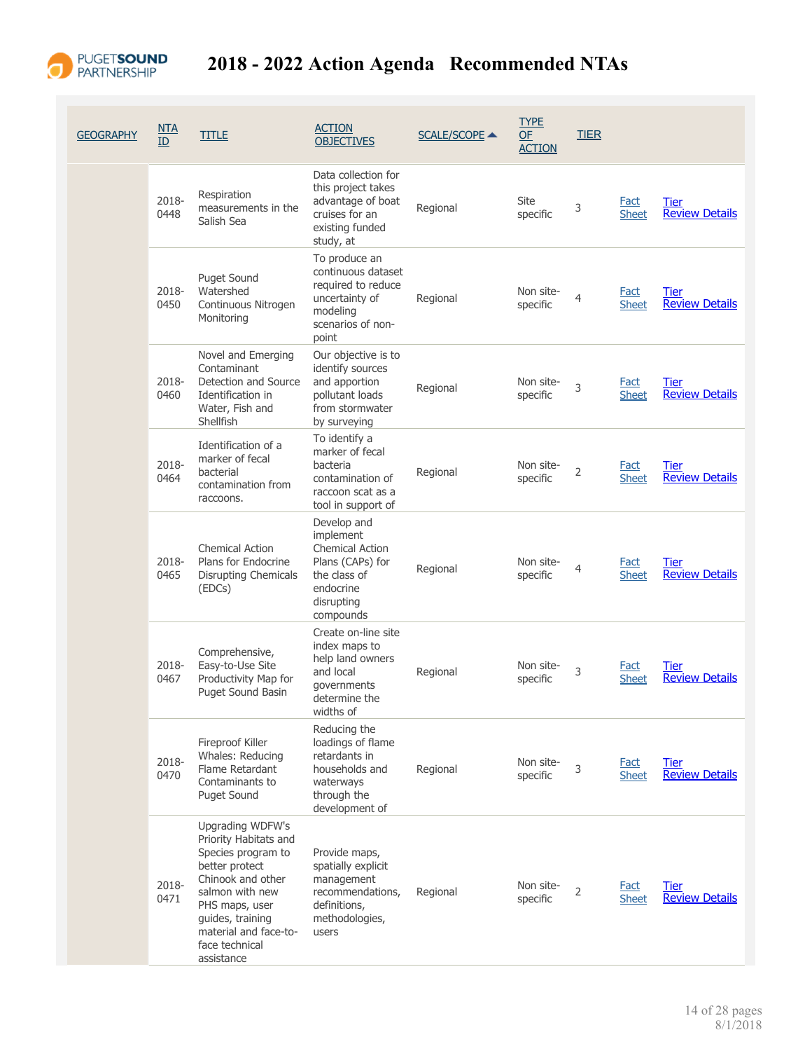# 2018 - 2022 Action Agenda Recommended NTAs

| GEOGRAPHY | NTA ID | TITLE | ACTION OBJECTIVES | SCALE/SCOPE ▲ | TYPE OF ACTION | TIER | | |
|---|---|---|---|---|---|---|---|---|
| | 2018-0448 | Respiration measurements in the Salish Sea | Data collection for this project takes advantage of boat cruises for an existing funded study, at | Regional | Site specific | 3 | Fact Sheet | Tier Review Details |
| | 2018-0450 | Puget Sound Watershed Continuous Nitrogen Monitoring | To produce an continuous dataset required to reduce uncertainty of modeling scenarios of non-point | Regional | Non site-specific | 4 | Fact Sheet | Tier Review Details |
| | 2018-0460 | Novel and Emerging Contaminant Detection and Source Identification in Water, Fish and Shellfish | Our objective is to identify sources and apportion pollutant loads from stormwater by surveying | Regional | Non site-specific | 3 | Fact Sheet | Tier Review Details |
| | 2018-0464 | Identification of a marker of fecal bacterial contamination from raccoons. | To identify a marker of fecal bacteria contamination of raccoon scat as a tool in support of | Regional | Non site-specific | 2 | Fact Sheet | Tier Review Details |
| | 2018-0465 | Chemical Action Plans for Endocrine Disrupting Chemicals (EDCs) | Develop and implement Chemical Action Plans (CAPs) for the class of endocrine disrupting compounds | Regional | Non site-specific | 4 | Fact Sheet | Tier Review Details |
| | 2018-0467 | Comprehensive, Easy-to-Use Site Productivity Map for Puget Sound Basin | Create on-line site index maps to help land owners and local governments determine the widths of | Regional | Non site-specific | 3 | Fact Sheet | Tier Review Details |
| | 2018-0470 | Fireproof Killer Whales: Reducing Flame Retardant Contaminants to Puget Sound | Reducing the loadings of flame retardants in households and waterways through the development of | Regional | Non site-specific | 3 | Fact Sheet | Tier Review Details |
| | 2018-0471 | Upgrading WDFW's Priority Habitats and Species program to better protect Chinook and other salmon with new PHS maps, user guides, training material and face-to-face technical assistance | Provide maps, spatially explicit management recommendations, definitions, methodologies, users | Regional | Non site-specific | 2 | Fact Sheet | Tier Review Details |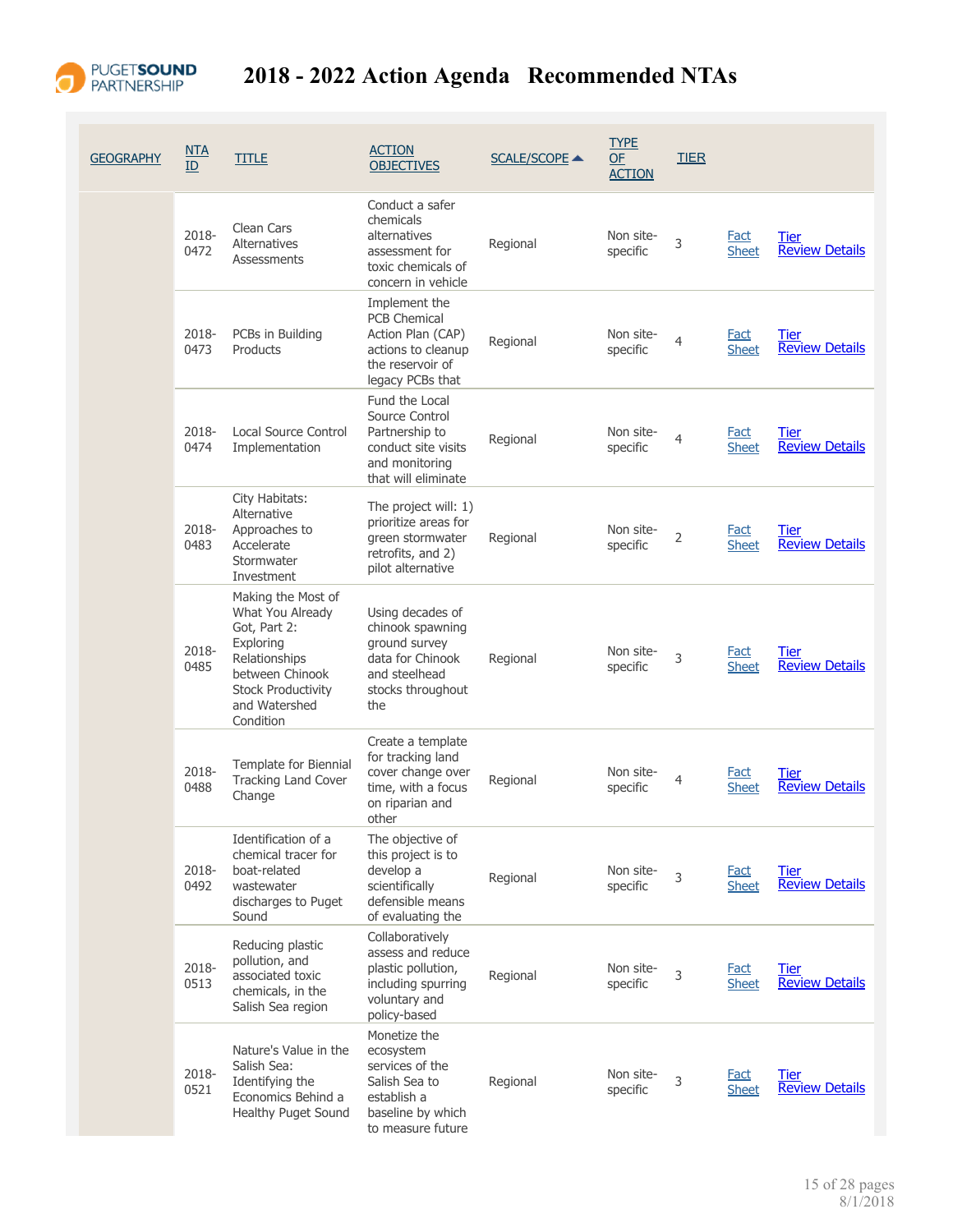# 2018 - 2022 Action Agenda Recommended NTAs

| GEOGRAPHY | NTA ID | TITLE | ACTION OBJECTIVES | SCALE/SCOPE ▲ | TYPE OF ACTION | TIER | | |
|---|---|---|---|---|---|---|---|---|
| | 2018-0472 | Clean Cars Alternatives Assessments | Conduct a safer chemicals alternatives assessment for toxic chemicals of concern in vehicle | Regional | Non site-specific | 3 | Fact Sheet | Tier Review Details |
| | 2018-0473 | PCBs in Building Products | Implement the PCB Chemical Action Plan (CAP) actions to cleanup the reservoir of legacy PCBs that | Regional | Non site-specific | 4 | Fact Sheet | Tier Review Details |
| | 2018-0474 | Local Source Control Implementation | Fund the Local Source Control Partnership to conduct site visits and monitoring that will eliminate | Regional | Non site-specific | 4 | Fact Sheet | Tier Review Details |
| | 2018-0483 | City Habitats: Alternative Approaches to Accelerate Stormwater Investment | The project will: 1) prioritize areas for green stormwater retrofits, and 2) pilot alternative | Regional | Non site-specific | 2 | Fact Sheet | Tier Review Details |
| | 2018-0485 | Making the Most of What You Already Got, Part 2: Exploring Relationships between Chinook Stock Productivity and Watershed Condition | Using decades of chinook spawning ground survey data for Chinook and steelhead stocks throughout the | Regional | Non site-specific | 3 | Fact Sheet | Tier Review Details |
| | 2018-0488 | Template for Biennial Tracking Land Cover Change | Create a template for tracking land cover change over time, with a focus on riparian and other | Regional | Non site-specific | 4 | Fact Sheet | Tier Review Details |
| | 2018-0492 | Identification of a chemical tracer for boat-related wastewater discharges to Puget Sound | The objective of this project is to develop a scientifically defensible means of evaluating the | Regional | Non site-specific | 3 | Fact Sheet | Tier Review Details |
| | 2018-0513 | Reducing plastic pollution, and associated toxic chemicals, in the Salish Sea region | Collaboratively assess and reduce plastic pollution, including spurring voluntary and policy-based | Regional | Non site-specific | 3 | Fact Sheet | Tier Review Details |
| | 2018-0521 | Nature's Value in the Salish Sea: Identifying the Economics Behind a Healthy Puget Sound | Monetize the ecosystem services of the Salish Sea to establish a baseline by which to measure future | Regional | Non site-specific | 3 | Fact Sheet | Tier Review Details |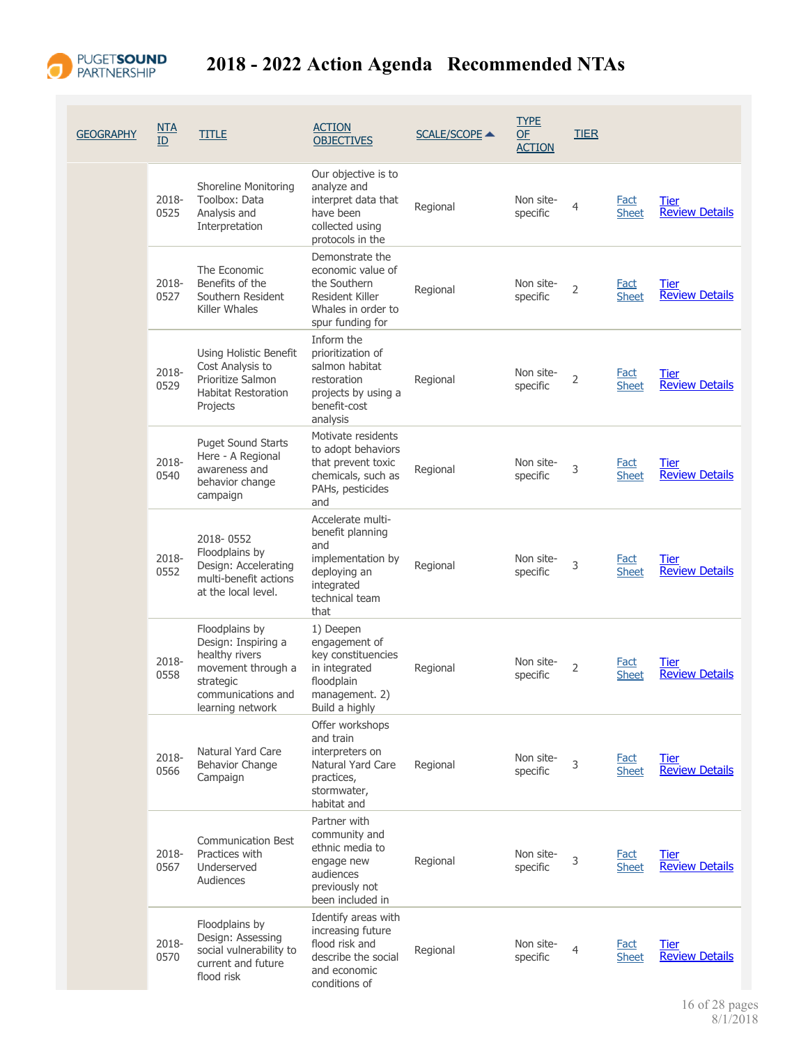# 2018 - 2022 Action Agenda Recommended NTAs

| GEOGRAPHY | NTA ID | TITLE | ACTION OBJECTIVES | SCALE/SCOPE ▲ | TYPE OF ACTION | TIER | | |
|---|---|---|---|---|---|---|---|---|
| | 2018-0525 | Shoreline Monitoring Toolbox: Data Analysis and Interpretation | Our objective is to analyze and interpret data that have been collected using protocols in the | Regional | Non site-specific | 4 | Fact Sheet | Tier Review Details |
| | 2018-0527 | The Economic Benefits of the Southern Resident Killer Whales | Demonstrate the economic value of the Southern Resident Killer Whales in order to spur funding for | Regional | Non site-specific | 2 | Fact Sheet | Tier Review Details |
| | 2018-0529 | Using Holistic Benefit Cost Analysis to Prioritize Salmon Habitat Restoration Projects | Inform the prioritization of salmon habitat restoration projects by using a benefit-cost analysis | Regional | Non site-specific | 2 | Fact Sheet | Tier Review Details |
| | 2018-0540 | Puget Sound Starts Here - A Regional awareness and behavior change campaign | Motivate residents to adopt behaviors that prevent toxic chemicals, such as PAHs, pesticides and | Regional | Non site-specific | 3 | Fact Sheet | Tier Review Details |
| | 2018-0552 | 2018- 0552 Floodplains by Design: Accelerating multi-benefit actions at the local level. | Accelerate multi-benefit planning and implementation by deploying an integrated technical team that | Regional | Non site-specific | 3 | Fact Sheet | Tier Review Details |
| | 2018-0558 | Floodplains by Design: Inspiring a healthy rivers movement through a strategic communications and learning network | 1) Deepen engagement of key constituencies in integrated floodplain management. 2) Build a highly | Regional | Non site-specific | 2 | Fact Sheet | Tier Review Details |
| | 2018-0566 | Natural Yard Care Behavior Change Campaign | Offer workshops and train interpreters on Natural Yard Care practices, stormwater, habitat and | Regional | Non site-specific | 3 | Fact Sheet | Tier Review Details |
| | 2018-0567 | Communication Best Practices with Underserved Audiences | Partner with community and ethnic media to engage new audiences previously not been included in | Regional | Non site-specific | 3 | Fact Sheet | Tier Review Details |
| | 2018-0570 | Floodplains by Design: Assessing social vulnerability to current and future flood risk | Identify areas with increasing future flood risk and describe the social and economic conditions of | Regional | Non site-specific | 4 | Fact Sheet | Tier Review Details |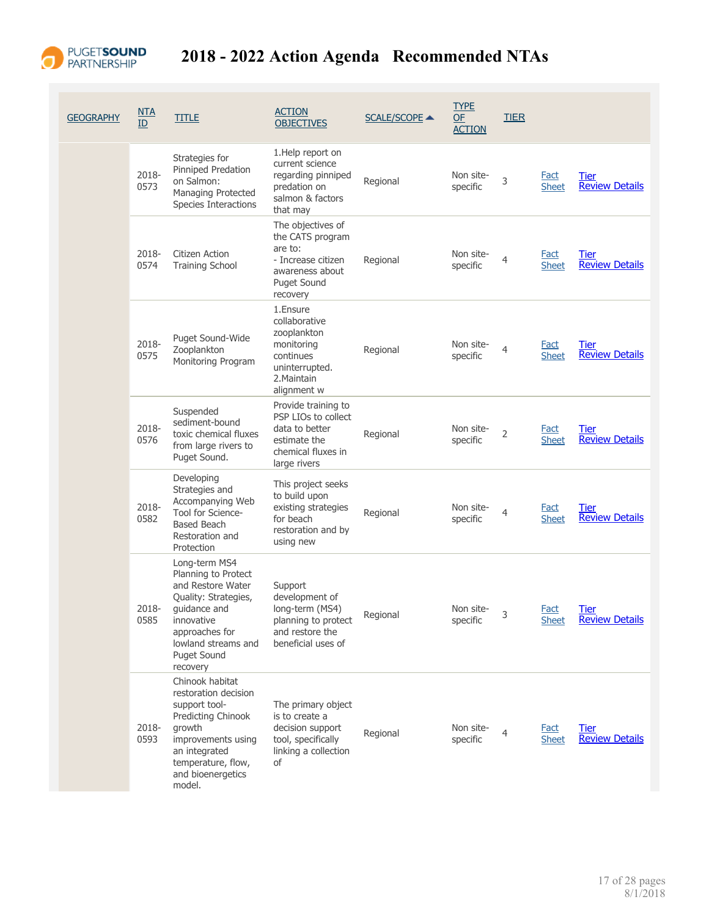# 2018 - 2022 Action Agenda Recommended NTAs

| GEOGRAPHY | NTA ID | TITLE | ACTION OBJECTIVES | SCALE/SCOPE ▲ | TYPE OF ACTION | TIER | | |
|---|---|---|---|---|---|---|---|---|
| | 2018-0573 | Strategies for Pinniped Predation on Salmon: Managing Protected Species Interactions | 1.Help report on current science regarding pinniped predation on salmon & factors that may | Regional | Non site-specific | 3 | Fact Sheet | Tier Review Details |
| | 2018-0574 | Citizen Action Training School | The objectives of the CATS program are to: - Increase citizen awareness about Puget Sound recovery | Regional | Non site-specific | 4 | Fact Sheet | Tier Review Details |
| | 2018-0575 | Puget Sound-Wide Zooplankton Monitoring Program | 1.Ensure collaborative zooplankton monitoring continues uninterrupted. 2.Maintain alignment w | Regional | Non site-specific | 4 | Fact Sheet | Tier Review Details |
| | 2018-0576 | Suspended sediment-bound toxic chemical fluxes from large rivers to Puget Sound. | Provide training to PSP LIOs to collect data to better estimate the chemical fluxes in large rivers | Regional | Non site-specific | 2 | Fact Sheet | Tier Review Details |
| | 2018-0582 | Developing Strategies and Accompanying Web Tool for Science-Based Beach Restoration and Protection | This project seeks to build upon existing strategies for beach restoration and by using new | Regional | Non site-specific | 4 | Fact Sheet | Tier Review Details |
| | 2018-0585 | Long-term MS4 Planning to Protect and Restore Water Quality: Strategies, guidance and innovative approaches for lowland streams and Puget Sound recovery | Support development of long-term (MS4) planning to protect and restore the beneficial uses of | Regional | Non site-specific | 3 | Fact Sheet | Tier Review Details |
| | 2018-0593 | Chinook habitat restoration decision support tool- Predicting Chinook growth improvements using an integrated temperature, flow, and bioenergetics model. | The primary object is to create a decision support tool, specifically linking a collection of | Regional | Non site-specific | 4 | Fact Sheet | Tier Review Details |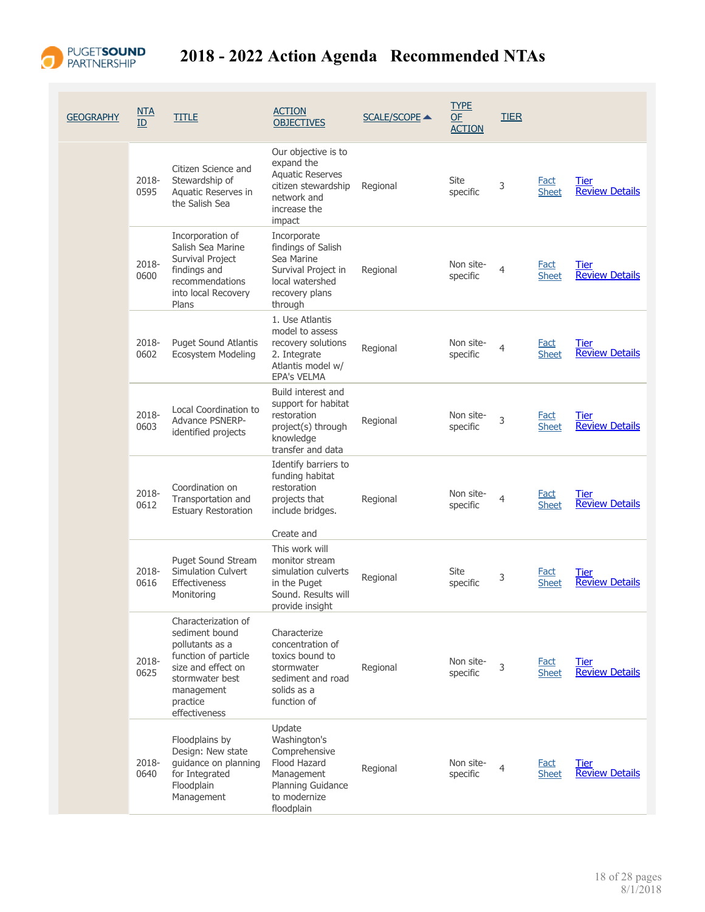# 2018 - 2022 Action Agenda Recommended NTAs

| GEOGRAPHY | NTA ID | TITLE | ACTION OBJECTIVES | SCALE/SCOPE ▲ | TYPE OF ACTION | TIER | | |
|---|---|---|---|---|---|---|---|---|
| | 2018-0595 | Citizen Science and Stewardship of Aquatic Reserves in the Salish Sea | Our objective is to expand the Aquatic Reserves citizen stewardship network and increase the impact | Regional | Site specific | 3 | Fact Sheet | Tier Review Details |
| | 2018-0600 | Incorporation of Salish Sea Marine Survival Project findings and recommendations into local Recovery Plans | Incorporate findings of Salish Sea Marine Survival Project in local watershed recovery plans through | Regional | Non site-specific | 4 | Fact Sheet | Tier Review Details |
| | 2018-0602 | Puget Sound Atlantis Ecosystem Modeling | 1. Use Atlantis model to assess recovery solutions 2. Integrate Atlantis model w/ EPA's VELMA | Regional | Non site-specific | 4 | Fact Sheet | Tier Review Details |
| | 2018-0603 | Local Coordination to Advance PSNERP-identified projects | Build interest and support for habitat restoration project(s) through knowledge transfer and data | Regional | Non site-specific | 3 | Fact Sheet | Tier Review Details |
| | 2018-0612 | Coordination on Transportation and Estuary Restoration | Identify barriers to funding habitat restoration projects that include bridges. Create and | Regional | Non site-specific | 4 | Fact Sheet | Tier Review Details |
| | 2018-0616 | Puget Sound Stream Simulation Culvert Effectiveness Monitoring | This work will monitor stream simulation culverts in the Puget Sound. Results will provide insight | Regional | Site specific | 3 | Fact Sheet | Tier Review Details |
| | 2018-0625 | Characterization of sediment bound pollutants as a function of particle size and effect on stormwater best management practice effectiveness | Characterize concentration of toxics bound to stormwater sediment and road solids as a function of | Regional | Non site-specific | 3 | Fact Sheet | Tier Review Details |
| | 2018-0640 | Floodplains by Design: New state guidance on planning for Integrated Floodplain Management | Update Washington's Comprehensive Flood Hazard Management Planning Guidance to modernize floodplain | Regional | Non site-specific | 4 | Fact Sheet | Tier Review Details |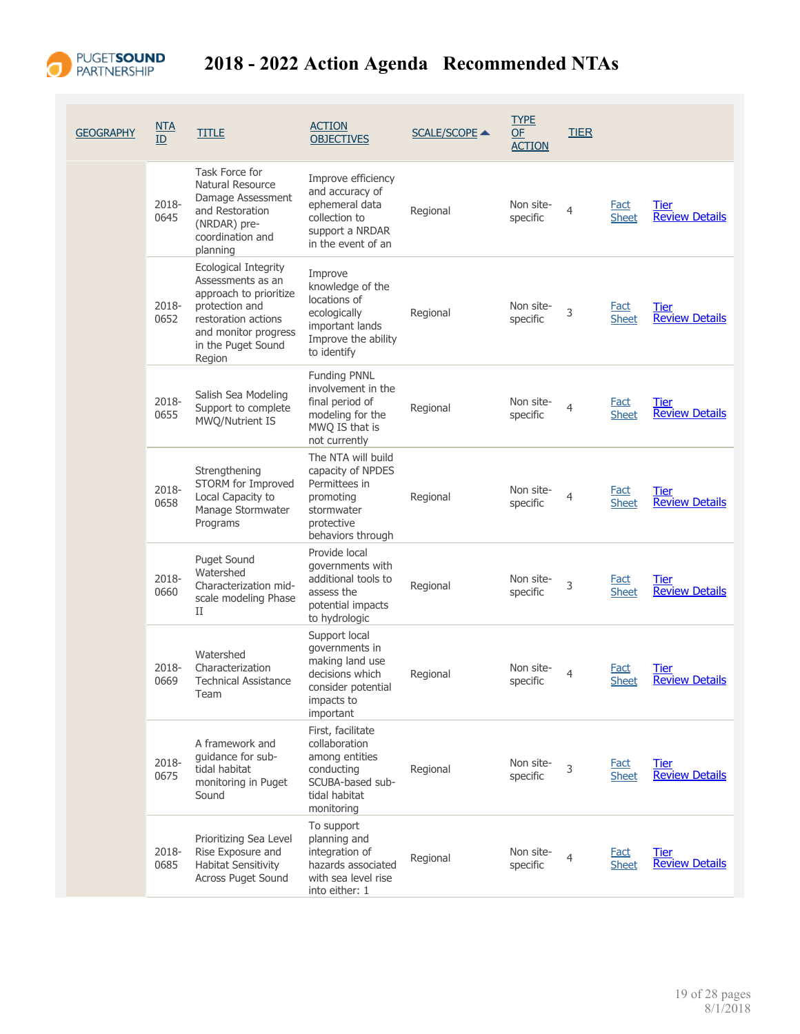# 2018 - 2022 Action Agenda Recommended NTAs

| GEOGRAPHY | NTA ID | TITLE | ACTION OBJECTIVES | SCALE/SCOPE | TYPE OF ACTION | TIER | | |
|---|---|---|---|---|---|---|---|---|
| | 2018-0645 | Task Force for Natural Resource Damage Assessment and Restoration (NRDAR) pre-coordination and planning | Improve efficiency and accuracy of ephemeral data collection to support a NRDAR in the event of an | Regional | Non site-specific | 4 | Fact Sheet | Tier Review Details |
| | 2018-0652 | Ecological Integrity Assessments as an approach to prioritize protection and restoration actions and monitor progress in the Puget Sound Region | Improve knowledge of the locations of ecologically important lands Improve the ability to identify | Regional | Non site-specific | 3 | Fact Sheet | Tier Review Details |
| | 2018-0655 | Salish Sea Modeling Support to complete MWQ/Nutrient IS | Funding PNNL involvement in the final period of modeling for the MWQ IS that is not currently | Regional | Non site-specific | 4 | Fact Sheet | Tier Review Details |
| | 2018-0658 | Strengthening STORM for Improved Local Capacity to Manage Stormwater Programs | The NTA will build capacity of NPDES Permittees in promoting stormwater protective behaviors through | Regional | Non site-specific | 4 | Fact Sheet | Tier Review Details |
| | 2018-0660 | Puget Sound Watershed Characterization mid-scale modeling Phase II | Provide local governments with additional tools to assess the potential impacts to hydrologic | Regional | Non site-specific | 3 | Fact Sheet | Tier Review Details |
| | 2018-0669 | Watershed Characterization Technical Assistance Team | Support local governments in making land use decisions which consider potential impacts to important | Regional | Non site-specific | 4 | Fact Sheet | Tier Review Details |
| | 2018-0675 | A framework and guidance for sub-tidal habitat monitoring in Puget Sound | First, facilitate collaboration among entities conducting SCUBA-based sub-tidal habitat monitoring | Regional | Non site-specific | 3 | Fact Sheet | Tier Review Details |
| | 2018-0685 | Prioritizing Sea Level Rise Exposure and Habitat Sensitivity Across Puget Sound | To support planning and integration of hazards associated with sea level rise into either: 1 | Regional | Non site-specific | 4 | Fact Sheet | Tier Review Details |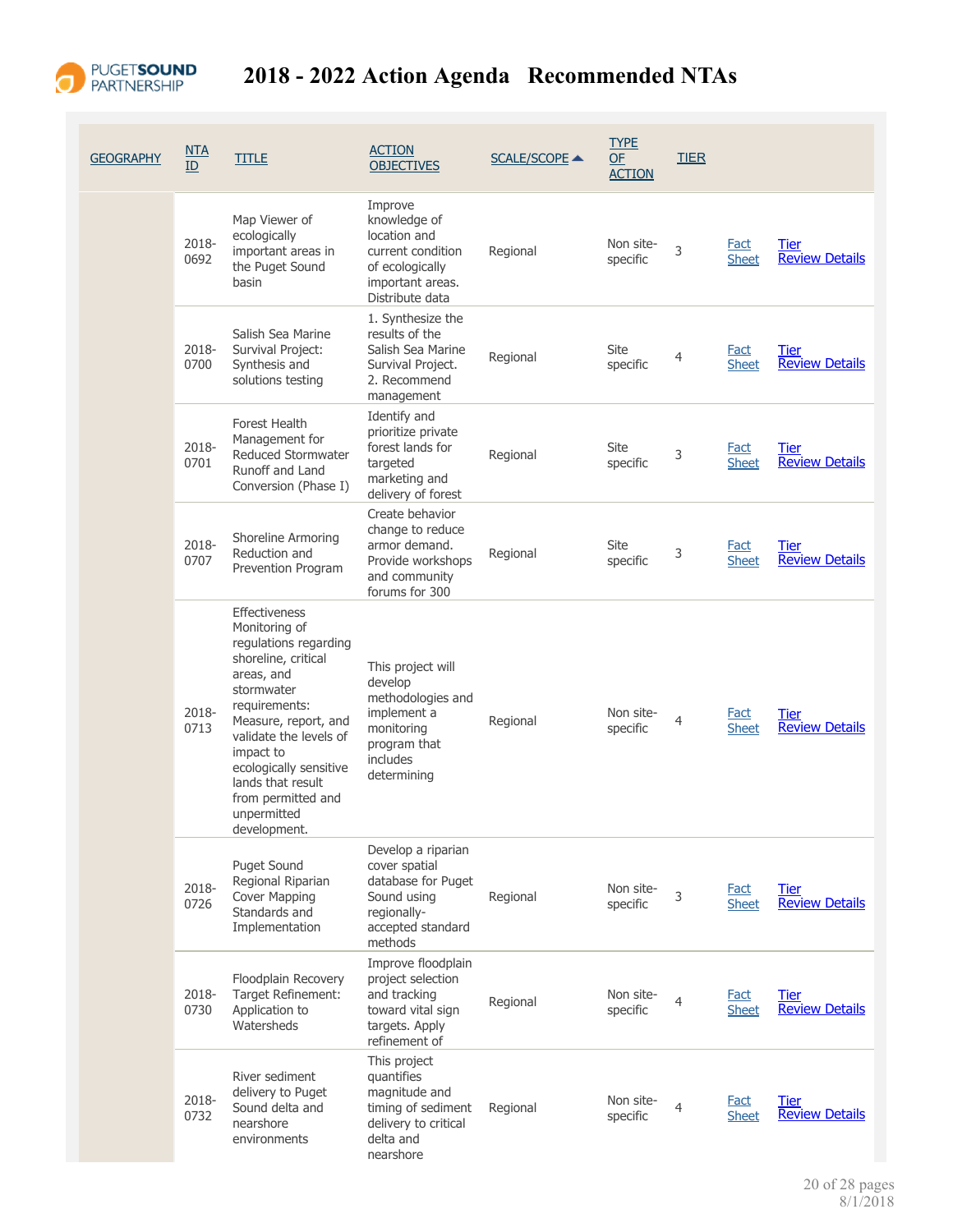# 2018 - 2022 Action Agenda Recommended NTAs

| GEOGRAPHY | NTA ID | TITLE | ACTION OBJECTIVES | SCALE/SCOPE ▲ | TYPE OF ACTION | TIER | | |
|---|---|---|---|---|---|---|---|---|
| | 2018-0692 | Map Viewer of ecologically important areas in the Puget Sound basin | Improve knowledge of location and current condition of ecologically important areas. Distribute data | Regional | Non site-specific | 3 | Fact Sheet | Tier Review Details |
| | 2018-0700 | Salish Sea Marine Survival Project: Synthesis and solutions testing | 1. Synthesize the results of the Salish Sea Marine Survival Project. 2. Recommend management | Regional | Site specific | 4 | Fact Sheet | Tier Review Details |
| | 2018-0701 | Forest Health Management for Reduced Stormwater Runoff and Land Conversion (Phase I) | Identify and prioritize private forest lands for targeted marketing and delivery of forest | Regional | Site specific | 3 | Fact Sheet | Tier Review Details |
| | 2018-0707 | Shoreline Armoring Reduction and Prevention Program | Create behavior change to reduce armor demand. Provide workshops and community forums for 300 | Regional | Site specific | 3 | Fact Sheet | Tier Review Details |
| | 2018-0713 | Effectiveness Monitoring of regulations regarding shoreline, critical areas, and stormwater requirements: Measure, report, and validate the levels of impact to ecologically sensitive lands that result from permitted and unpermitted development. | This project will develop methodologies and implement a monitoring program that includes determining | Regional | Non site-specific | 4 | Fact Sheet | Tier Review Details |
| | 2018-0726 | Puget Sound Regional Riparian Cover Mapping Standards and Implementation | Develop a riparian cover spatial database for Puget Sound using regionally-accepted standard methods | Regional | Non site-specific | 3 | Fact Sheet | Tier Review Details |
| | 2018-0730 | Floodplain Recovery Target Refinement: Application to Watersheds | Improve floodplain project selection and tracking toward vital sign targets. Apply refinement of | Regional | Non site-specific | 4 | Fact Sheet | Tier Review Details |
| | 2018-0732 | River sediment delivery to Puget Sound delta and nearshore environments | This project quantifies magnitude and timing of sediment delivery to critical delta and nearshore | Regional | Non site-specific | 4 | Fact Sheet | Tier Review Details |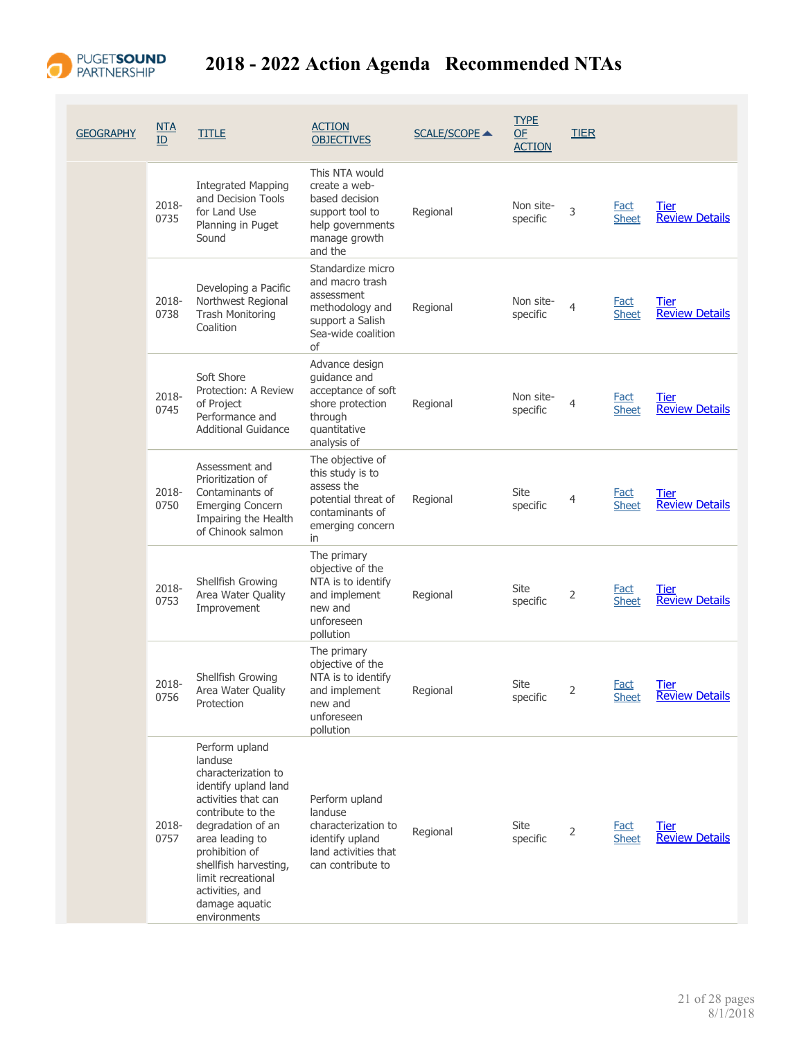# 2018 - 2022 Action Agenda Recommended NTAs

| GEOGRAPHY | NTA ID | TITLE | ACTION OBJECTIVES | SCALE/SCOPE ▲ | TYPE OF ACTION | TIER | | |
|---|---|---|---|---|---|---|---|---|
| | 2018-0735 | Integrated Mapping and Decision Tools for Land Use Planning in Puget Sound | This NTA would create a web-based decision support tool to help governments manage growth and the | Regional | Non site-specific | 3 | Fact Sheet | Tier Review Details |
| | 2018-0738 | Developing a Pacific Northwest Regional Trash Monitoring Coalition | Standardize micro and macro trash assessment methodology and support a Salish Sea-wide coalition of | Regional | Non site-specific | 4 | Fact Sheet | Tier Review Details |
| | 2018-0745 | Soft Shore Protection: A Review of Project Performance and Additional Guidance | Advance design guidance and acceptance of soft shore protection through quantitative analysis of | Regional | Non site-specific | 4 | Fact Sheet | Tier Review Details |
| | 2018-0750 | Assessment and Prioritization of Contaminants of Emerging Concern Impairing the Health of Chinook salmon | The objective of this study is to assess the potential threat of contaminants of emerging concern in | Regional | Site specific | 4 | Fact Sheet | Tier Review Details |
| | 2018-0753 | Shellfish Growing Area Water Quality Improvement | The primary objective of the NTA is to identify and implement new and unforeseen pollution | Regional | Site specific | 2 | Fact Sheet | Tier Review Details |
| | 2018-0756 | Shellfish Growing Area Water Quality Protection | The primary objective of the NTA is to identify and implement new and unforeseen pollution | Regional | Site specific | 2 | Fact Sheet | Tier Review Details |
| | 2018-0757 | Perform upland landuse characterization to identify upland land activities that can contribute to the degradation of an area leading to prohibition of shellfish harvesting, limit recreational activities, and damage aquatic environments | Perform upland landuse characterization to identify upland land activities that can contribute to | Regional | Site specific | 2 | Fact Sheet | Tier Review Details |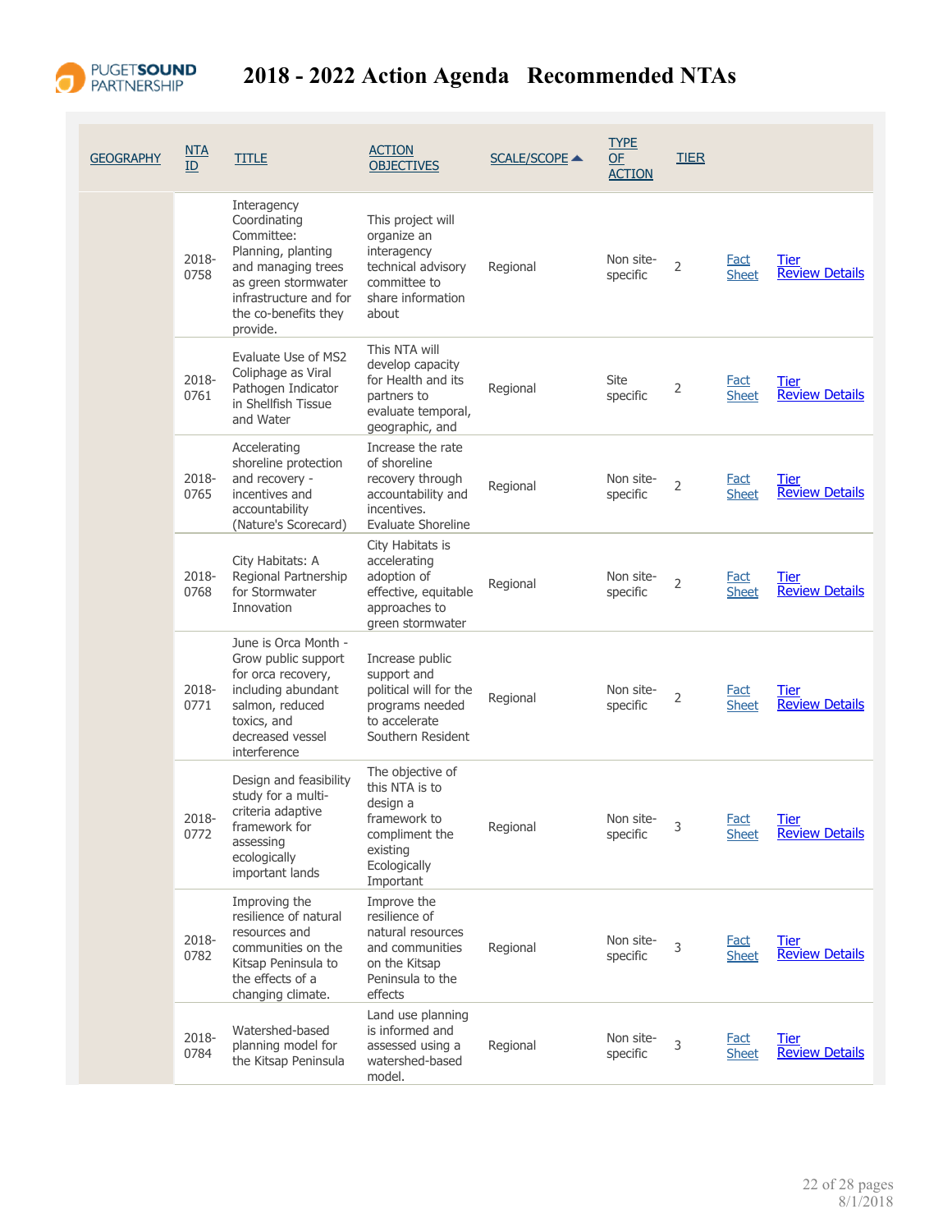# 2018 - 2022 Action Agenda Recommended NTAs

| GEOGRAPHY | NTA ID | TITLE | ACTION OBJECTIVES | SCALE/SCOPE ▲ | TYPE OF ACTION | TIER | | |
|---|---|---|---|---|---|---|---|---|
| | 2018-0758 | Interagency Coordinating Committee: Planning, planting and managing trees as green stormwater infrastructure and for the co-benefits they provide. | This project will organize an interagency technical advisory committee to share information about | Regional | Non site-specific | 2 | Fact Sheet | Tier Review Details |
| | 2018-0761 | Evaluate Use of MS2 Coliphage as Viral Pathogen Indicator in Shellfish Tissue and Water | This NTA will develop capacity for Health and its partners to evaluate temporal, geographic, and | Regional | Site specific | 2 | Fact Sheet | Tier Review Details |
| | 2018-0765 | Accelerating shoreline protection and recovery - incentives and accountability (Nature's Scorecard) | Increase the rate of shoreline recovery through accountability and incentives. Evaluate Shoreline | Regional | Non site-specific | 2 | Fact Sheet | Tier Review Details |
| | 2018-0768 | City Habitats: A Regional Partnership for Stormwater Innovation | City Habitats is accelerating adoption of effective, equitable approaches to green stormwater | Regional | Non site-specific | 2 | Fact Sheet | Tier Review Details |
| | 2018-0771 | June is Orca Month - Grow public support for orca recovery, including abundant salmon, reduced toxics, and decreased vessel interference | Increase public support and political will for the programs needed to accelerate Southern Resident | Regional | Non site-specific | 2 | Fact Sheet | Tier Review Details |
| | 2018-0772 | Design and feasibility study for a multi-criteria adaptive framework for assessing ecologically important lands | The objective of this NTA is to design a framework to compliment the existing Ecologically Important | Regional | Non site-specific | 3 | Fact Sheet | Tier Review Details |
| | 2018-0782 | Improving the resilience of natural resources and communities on the Kitsap Peninsula to the effects of a changing climate. | Improve the resilience of natural resources and communities on the Kitsap Peninsula to the effects | Regional | Non site-specific | 3 | Fact Sheet | Tier Review Details |
| | 2018-0784 | Watershed-based planning model for the Kitsap Peninsula | Land use planning is informed and assessed using a watershed-based model. | Regional | Non site-specific | 3 | Fact Sheet | Tier Review Details |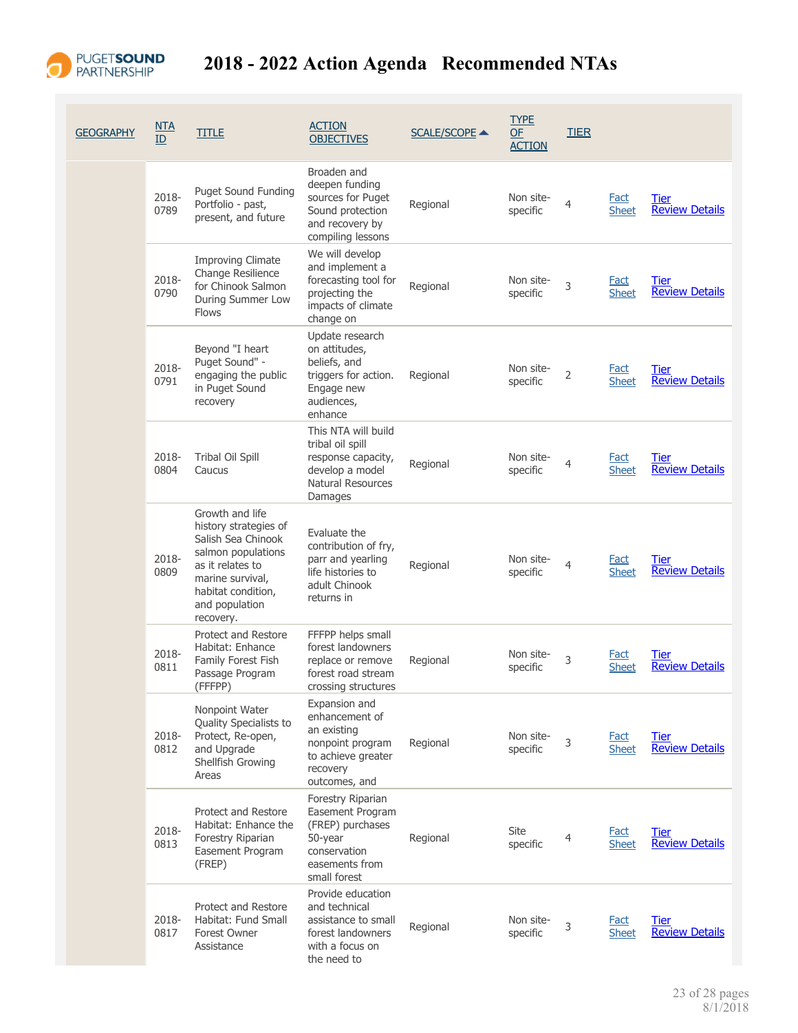# 2018 - 2022 Action Agenda Recommended NTAs

| GEOGRAPHY | NTA ID | TITLE | ACTION OBJECTIVES | SCALE/SCOPE ▲ | TYPE OF ACTION | TIER | | |
|---|---|---|---|---|---|---|---|---|
| | 2018-0789 | Puget Sound Funding Portfolio - past, present, and future | Broaden and deepen funding sources for Puget Sound protection and recovery by compiling lessons | Regional | Non site-specific | 4 | Fact Sheet | Tier Review Details |
| | 2018-0790 | Improving Climate Change Resilience for Chinook Salmon During Summer Low Flows | We will develop and implement a forecasting tool for projecting the impacts of climate change on | Regional | Non site-specific | 3 | Fact Sheet | Tier Review Details |
| | 2018-0791 | Beyond "I heart Puget Sound" - engaging the public in Puget Sound recovery | Update research on attitudes, beliefs, and triggers for action. Engage new audiences, enhance | Regional | Non site-specific | 2 | Fact Sheet | Tier Review Details |
| | 2018-0804 | Tribal Oil Spill Caucus | This NTA will build tribal oil spill response capacity, develop a model Natural Resources Damages | Regional | Non site-specific | 4 | Fact Sheet | Tier Review Details |
| | 2018-0809 | Growth and life history strategies of Salish Sea Chinook salmon populations as it relates to marine survival, habitat condition, and population recovery. | Evaluate the contribution of fry, parr and yearling life histories to adult Chinook returns in | Regional | Non site-specific | 4 | Fact Sheet | Tier Review Details |
| | 2018-0811 | Protect and Restore Habitat: Enhance Family Forest Fish Passage Program (FFFPP) | FFFPP helps small forest landowners replace or remove forest road stream crossing structures | Regional | Non site-specific | 3 | Fact Sheet | Tier Review Details |
| | 2018-0812 | Nonpoint Water Quality Specialists to Protect, Re-open, and Upgrade Shellfish Growing Areas | Expansion and enhancement of an existing nonpoint program to achieve greater recovery outcomes, and | Regional | Non site-specific | 3 | Fact Sheet | Tier Review Details |
| | 2018-0813 | Protect and Restore Habitat: Enhance the Forestry Riparian Easement Program (FREP) | Forestry Riparian Easement Program (FREP) purchases 50-year conservation easements from small forest | Regional | Site specific | 4 | Fact Sheet | Tier Review Details |
| | 2018-0817 | Protect and Restore Habitat: Fund Small Forest Owner Assistance | Provide education and technical assistance to small forest landowners with a focus on the need to | Regional | Non site-specific | 3 | Fact Sheet | Tier Review Details |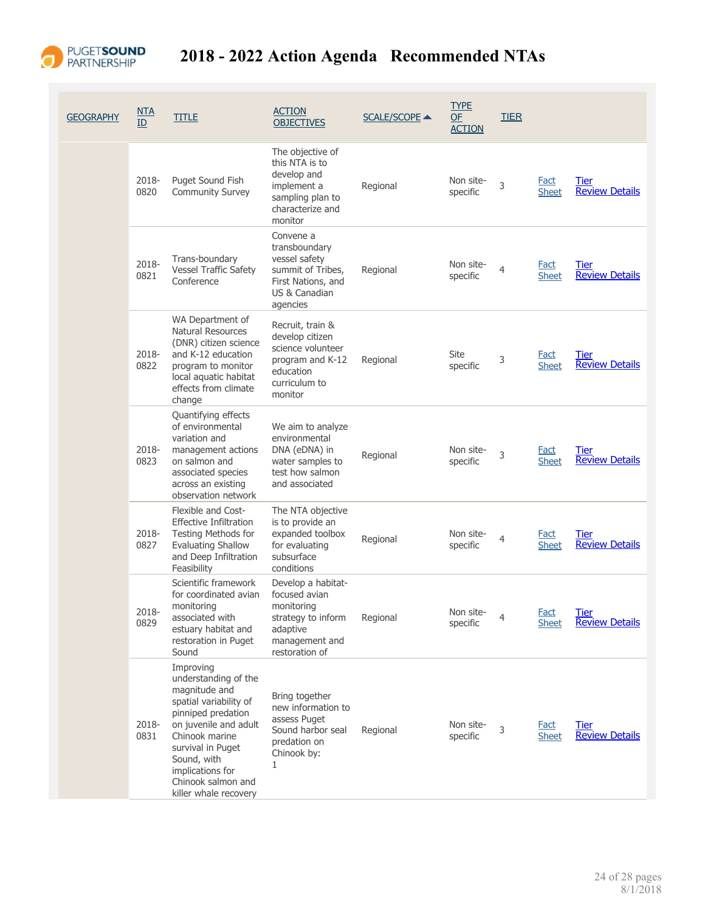# 2018 - 2022 Action Agenda Recommended NTAs

| GEOGRAPHY | NTA ID | TITLE | ACTION OBJECTIVES | SCALE/SCOPE ▲ | TYPE OF ACTION | TIER | | |
|---|---|---|---|---|---|---|---|---|
| | 2018-0820 | Puget Sound Fish Community Survey | The objective of this NTA is to develop and implement a sampling plan to characterize and monitor | Regional | Non site-specific | 3 | Fact Sheet | Tier Review Details |
| | 2018-0821 | Trans-boundary Vessel Traffic Safety Conference | Convene a transboundary vessel safety summit of Tribes, First Nations, and US & Canadian agencies | Regional | Non site-specific | 4 | Fact Sheet | Tier Review Details |
| | 2018-0822 | WA Department of Natural Resources (DNR) citizen science and K-12 education program to monitor local aquatic habitat effects from climate change | Recruit, train & develop citizen science volunteer program and K-12 education curriculum to monitor | Regional | Site specific | 3 | Fact Sheet | Tier Review Details |
| | 2018-0823 | Quantifying effects of environmental variation and management actions on salmon and associated species across an existing observation network | We aim to analyze environmental DNA (eDNA) in water samples to test how salmon and associated | Regional | Non site-specific | 3 | Fact Sheet | Tier Review Details |
| | 2018-0827 | Flexible and Cost-Effective Infiltration Testing Methods for Evaluating Shallow and Deep Infiltration Feasibility | The NTA objective is to provide an expanded toolbox for evaluating subsurface conditions | Regional | Non site-specific | 4 | Fact Sheet | Tier Review Details |
| | 2018-0829 | Scientific framework for coordinated avian monitoring associated with estuary habitat and restoration in Puget Sound | Develop a habitat-focused avian monitoring strategy to inform adaptive management and restoration of | Regional | Non site-specific | 4 | Fact Sheet | Tier Review Details |
| | 2018-0831 | Improving understanding of the magnitude and spatial variability of pinniped predation on juvenile and adult Chinook marine survival in Puget Sound, with implications for Chinook salmon and killer whale recovery | Bring together new information to assess Puget Sound harbor seal predation on Chinook by: 1 | Regional | Non site-specific | 3 | Fact Sheet | Tier Review Details |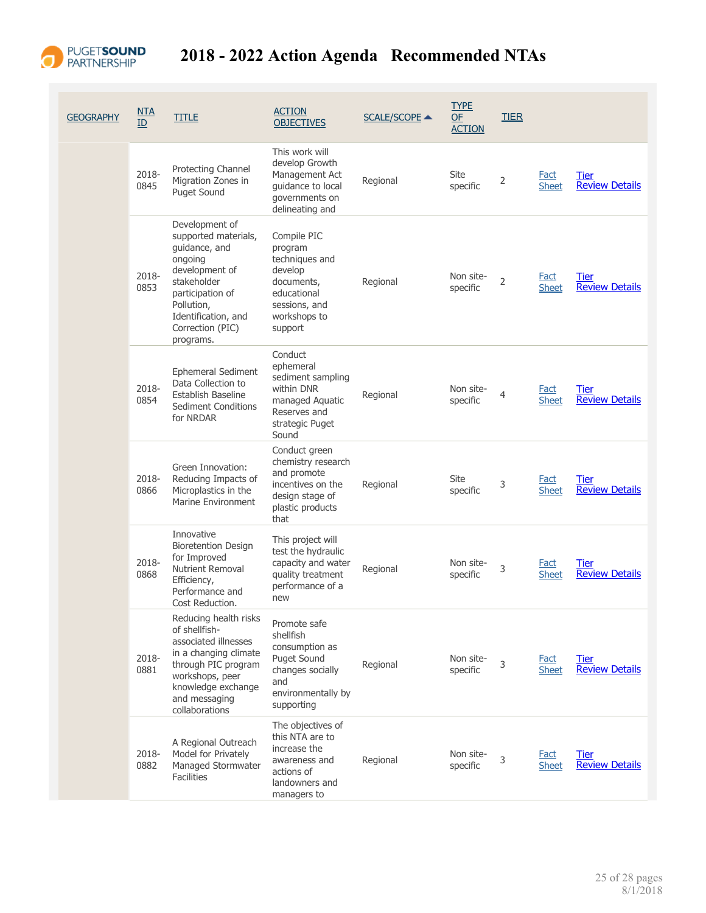# 2018 - 2022 Action Agenda Recommended NTAs

| GEOGRAPHY | NTA ID | TITLE | ACTION OBJECTIVES | SCALE/SCOPE | TYPE OF ACTION | TIER | | |
|---|---|---|---|---|---|---|---|---|
| | 2018-0845 | Protecting Channel Migration Zones in Puget Sound | This work will develop Growth Management Act guidance to local governments on delineating and | Regional | Site specific | 2 | Fact Sheet | Tier Review Details |
| | 2018-0853 | Development of supported materials, guidance, and ongoing development of stakeholder participation of Pollution, Identification, and Correction (PIC) programs. | Compile PIC program techniques and develop documents, educational sessions, and workshops to support | Regional | Non site-specific | 2 | Fact Sheet | Tier Review Details |
| | 2018-0854 | Ephemeral Sediment Data Collection to Establish Baseline Sediment Conditions for NRDAR | Conduct ephemeral sediment sampling within DNR managed Aquatic Reserves and strategic Puget Sound | Regional | Non site-specific | 4 | Fact Sheet | Tier Review Details |
| | 2018-0866 | Green Innovation: Reducing Impacts of Microplastics in the Marine Environment | Conduct green chemistry research and promote incentives on the design stage of plastic products that | Regional | Site specific | 3 | Fact Sheet | Tier Review Details |
| | 2018-0868 | Innovative Bioretention Design for Improved Nutrient Removal Efficiency, Performance and Cost Reduction. | This project will test the hydraulic capacity and water quality treatment performance of a new | Regional | Non site-specific | 3 | Fact Sheet | Tier Review Details |
| | 2018-0881 | Reducing health risks of shellfish-associated illnesses in a changing climate through PIC program workshops, peer knowledge exchange and messaging collaborations | Promote safe shellfish consumption as Puget Sound changes socially and environmentally by supporting | Regional | Non site-specific | 3 | Fact Sheet | Tier Review Details |
| | 2018-0882 | A Regional Outreach Model for Privately Managed Stormwater Facilities | The objectives of this NTA are to increase the awareness and actions of landowners and managers to | Regional | Non site-specific | 3 | Fact Sheet | Tier Review Details |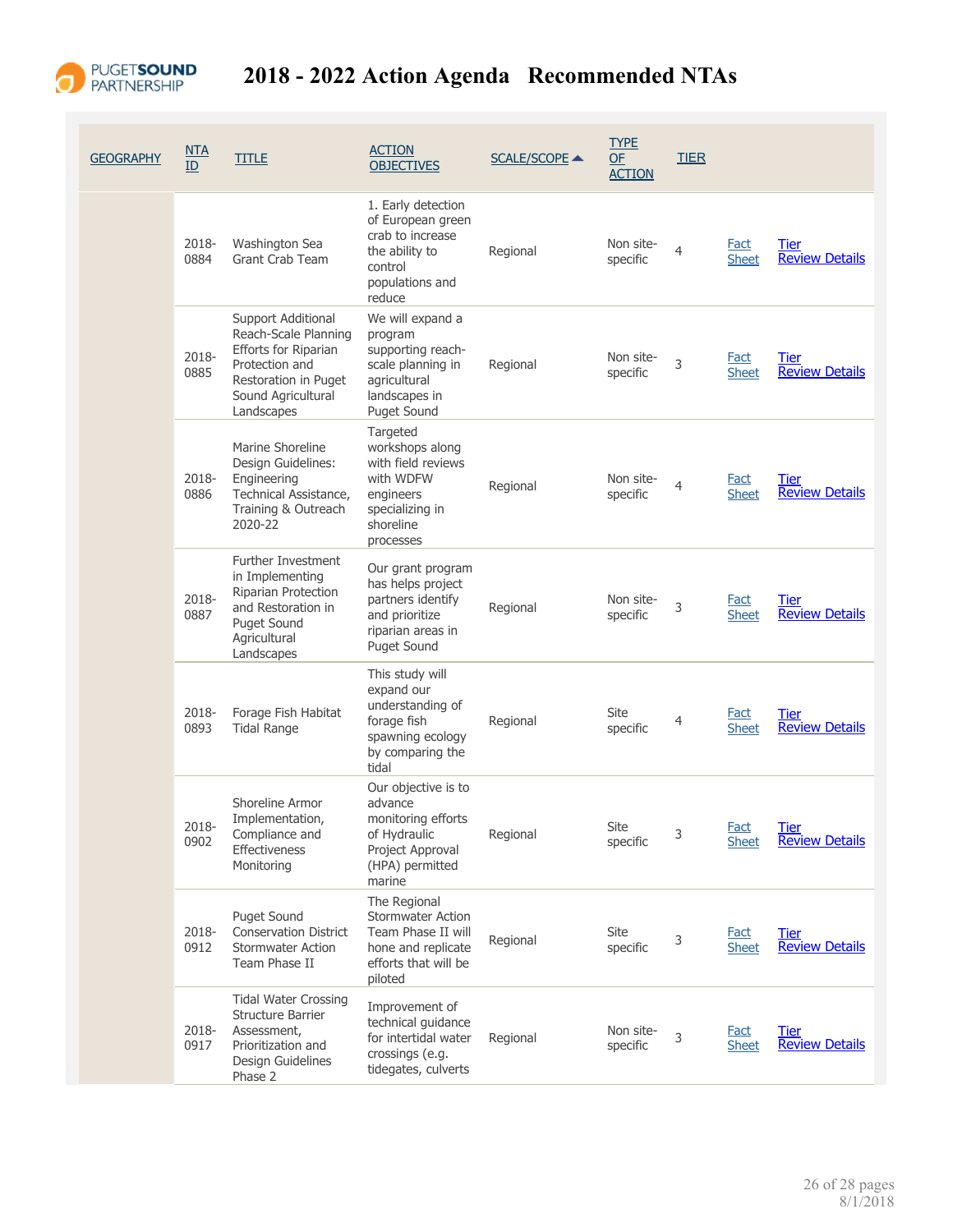# 2018 - 2022 Action Agenda Recommended NTAs

| GEOGRAPHY | NTA ID | TITLE | ACTION OBJECTIVES | SCALE/SCOPE | TYPE OF ACTION | TIER | | |
|---|---|---|---|---|---|---|---|---|
| | 2018-0884 | Washington Sea Grant Crab Team | 1. Early detection of European green crab to increase the ability to control populations and reduce | Regional | Non site-specific | 4 | Fact Sheet | Tier Review Details |
| | 2018-0885 | Support Additional Reach-Scale Planning Efforts for Riparian Protection and Restoration in Puget Sound Agricultural Landscapes | We will expand a program supporting reach-scale planning in agricultural landscapes in Puget Sound | Regional | Non site-specific | 3 | Fact Sheet | Tier Review Details |
| | 2018-0886 | Marine Shoreline Design Guidelines: Engineering Technical Assistance, Training & Outreach 2020-22 | Targeted workshops along with field reviews with WDFW engineers specializing in shoreline processes | Regional | Non site-specific | 4 | Fact Sheet | Tier Review Details |
| | 2018-0887 | Further Investment in Implementing Riparian Protection and Restoration in Puget Sound Agricultural Landscapes | Our grant program has helps project partners identify and prioritize riparian areas in Puget Sound | Regional | Non site-specific | 3 | Fact Sheet | Tier Review Details |
| | 2018-0893 | Forage Fish Habitat Tidal Range | This study will expand our understanding of forage fish spawning ecology by comparing the tidal | Regional | Site specific | 4 | Fact Sheet | Tier Review Details |
| | 2018-0902 | Shoreline Armor Implementation, Compliance and Effectiveness Monitoring | Our objective is to advance monitoring efforts of Hydraulic Project Approval (HPA) permitted marine | Regional | Site specific | 3 | Fact Sheet | Tier Review Details |
| | 2018-0912 | Puget Sound Conservation District Stormwater Action Team Phase II | The Regional Stormwater Action Team Phase II will hone and replicate efforts that will be piloted | Regional | Site specific | 3 | Fact Sheet | Tier Review Details |
| | 2018-0917 | Tidal Water Crossing Structure Barrier Assessment, Prioritization and Design Guidelines Phase 2 | Improvement of technical guidance for intertidal water crossings (e.g. tidegates, culverts | Regional | Non site-specific | 3 | Fact Sheet | Tier Review Details |

8/1/2018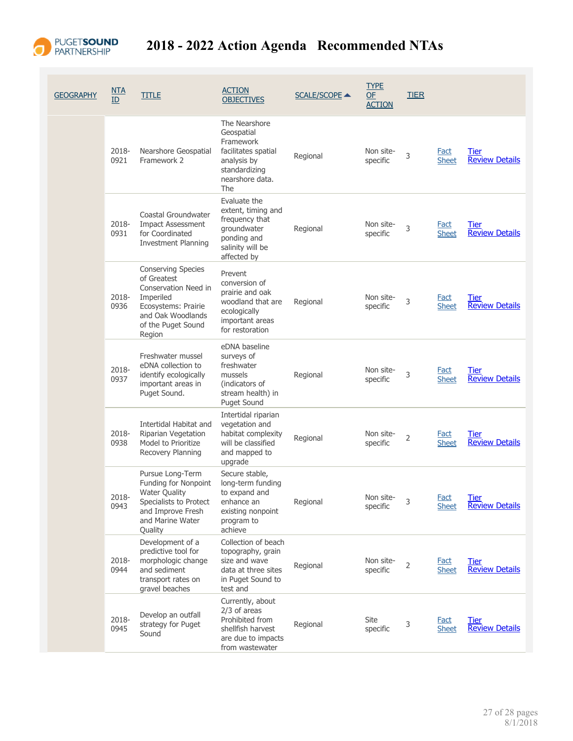# 2018 - 2022 Action Agenda Recommended NTAs

| GEOGRAPHY | NTA ID | TITLE | ACTION OBJECTIVES | SCALE/SCOPE ▲ | TYPE OF ACTION | TIER | | |
|---|---|---|---|---|---|---|---|---|
| | 2018-0921 | Nearshore Geospatial Framework 2 | The Nearshore Geospatial Framework facilitates spatial analysis by standardizing nearshore data. The | Regional | Non site-specific | 3 | Fact Sheet | Tier Review Details |
| | 2018-0931 | Coastal Groundwater Impact Assessment for Coordinated Investment Planning | Evaluate the extent, timing and frequency that groundwater ponding and salinity will be affected by | Regional | Non site-specific | 3 | Fact Sheet | Tier Review Details |
| | 2018-0936 | Conserving Species of Greatest Conservation Need in Imperiled Ecosystems: Prairie and Oak Woodlands of the Puget Sound Region | Prevent conversion of prairie and oak woodland that are ecologically important areas for restoration | Regional | Non site-specific | 3 | Fact Sheet | Tier Review Details |
| | 2018-0937 | Freshwater mussel eDNA collection to identify ecologically important areas in Puget Sound. | eDNA baseline surveys of freshwater mussels (indicators of stream health) in Puget Sound | Regional | Non site-specific | 3 | Fact Sheet | Tier Review Details |
| | 2018-0938 | Intertidal Habitat and Riparian Vegetation Model to Prioritize Recovery Planning | Intertidal riparian vegetation and habitat complexity will be classified and mapped to upgrade | Regional | Non site-specific | 2 | Fact Sheet | Tier Review Details |
| | 2018-0943 | Pursue Long-Term Funding for Nonpoint Water Quality Specialists to Protect and Improve Fresh and Marine Water Quality | Secure stable, long-term funding to expand and enhance an existing nonpoint program to achieve | Regional | Non site-specific | 3 | Fact Sheet | Tier Review Details |
| | 2018-0944 | Development of a predictive tool for morphologic change and sediment transport rates on gravel beaches | Collection of beach topography, grain size and wave data at three sites in Puget Sound to test and | Regional | Non site-specific | 2 | Fact Sheet | Tier Review Details |
| | 2018-0945 | Develop an outfall strategy for Puget Sound | Currently, about 2/3 of areas Prohibited from shellfish harvest are due to impacts from wastewater | Regional | Site specific | 3 | Fact Sheet | Tier Review Details |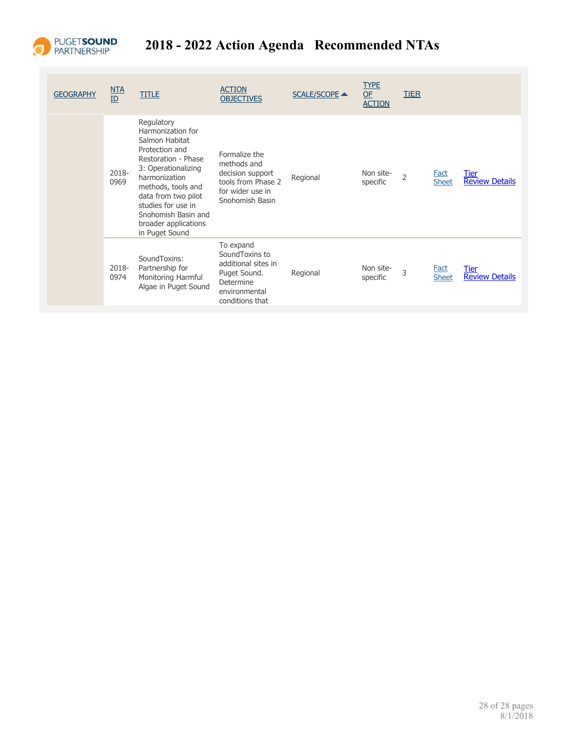# 2018 - 2022 Action Agenda Recommended NTAs

| GEOGRAPHY | NTA ID | TITLE | ACTION OBJECTIVES | SCALE/SCOPE ▲ | TYPE OF ACTION | TIER | | |
|---|---|---|---|---|---|---|---|---|
| | 2018-0969 | Regulatory Harmonization for Salmon Habitat Protection and Restoration - Phase 3: Operationalizing harmonization methods, tools and data from two pilot studies for use in Snohomish Basin and broader applications in Puget Sound | Formalize the methods and decision support tools from Phase 2 for wider use in Snohomish Basin | Regional | Non site-specific | 2 | Fact Sheet | Tier Review Details |
| | 2018-0974 | SoundToxins: Partnership for Monitoring Harmful Algae in Puget Sound | To expand SoundToxins to additional sites in Puget Sound. Determine environmental conditions that | Regional | Non site-specific | 3 | Fact Sheet | Tier Review Details |